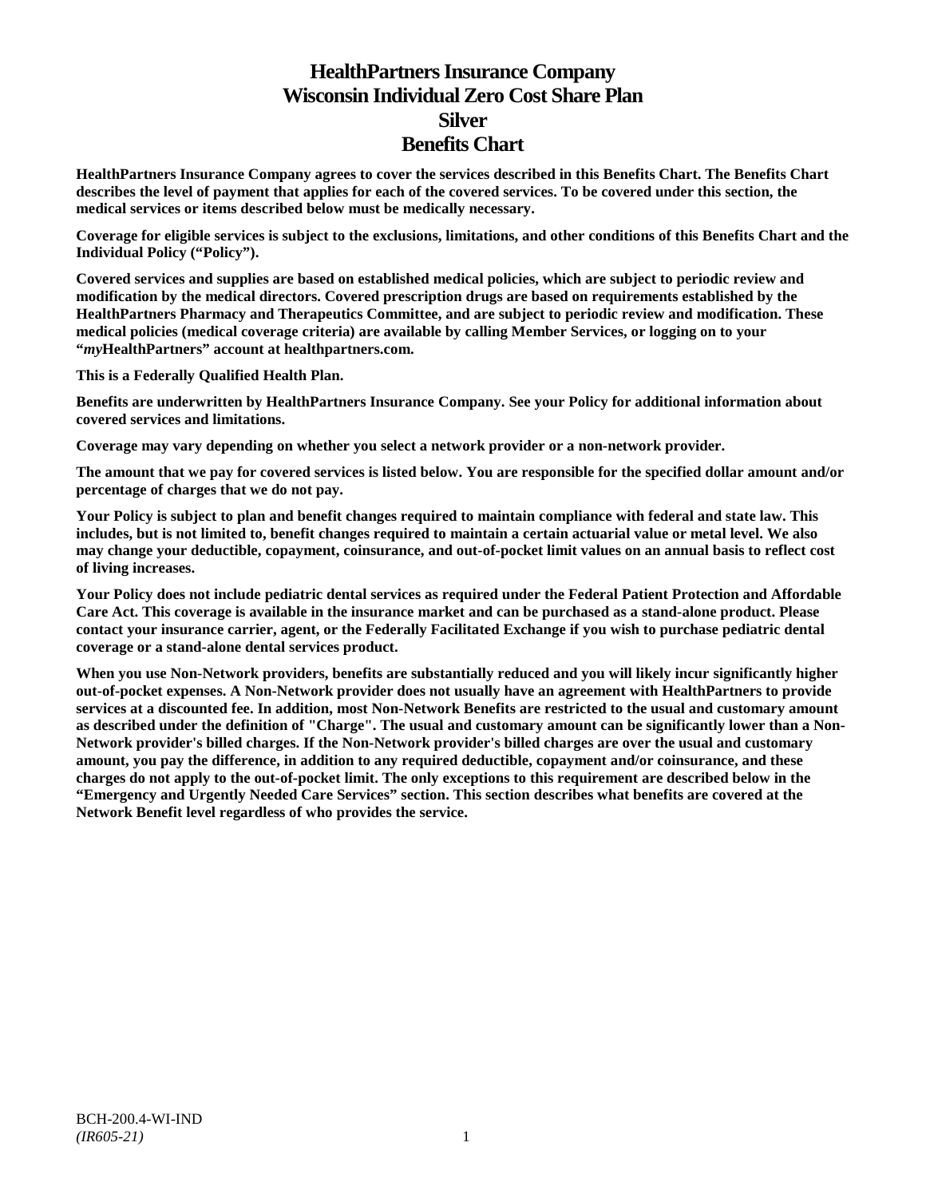# HealthPartners Insurance Company
# Wisconsin Individual Zero Cost Share Plan
# Silver
# Benefits Chart

**HealthPartners Insurance Company agrees to cover the services described in this Benefits Chart. The Benefits Chart describes the level of payment that applies for each of the covered services. To be covered under this section, the medical services or items described below must be medically necessary.**

**Coverage for eligible services is subject to the exclusions, limitations, and other conditions of this Benefits Chart and the Individual Policy ("Policy").**

**Covered services and supplies are based on established medical policies, which are subject to periodic review and modification by the medical directors. Covered prescription drugs are based on requirements established by the HealthPartners Pharmacy and Therapeutics Committee, and are subject to periodic review and modification. These medical policies (medical coverage criteria) are available by calling Member Services, or logging on to your "*my*HealthPartners" account at healthpartners.com.**

**This is a Federally Qualified Health Plan.**

**Benefits are underwritten by HealthPartners Insurance Company. See your Policy for additional information about covered services and limitations.**

**Coverage may vary depending on whether you select a network provider or a non-network provider.**

**The amount that we pay for covered services is listed below. You are responsible for the specified dollar amount and/or percentage of charges that we do not pay.**

**Your Policy is subject to plan and benefit changes required to maintain compliance with federal and state law. This includes, but is not limited to, benefit changes required to maintain a certain actuarial value or metal level. We also may change your deductible, copayment, coinsurance, and out-of-pocket limit values on an annual basis to reflect cost of living increases.**

**Your Policy does not include pediatric dental services as required under the Federal Patient Protection and Affordable Care Act. This coverage is available in the insurance market and can be purchased as a stand-alone product. Please contact your insurance carrier, agent, or the Federally Facilitated Exchange if you wish to purchase pediatric dental coverage or a stand-alone dental services product.**

**When you use Non-Network providers, benefits are substantially reduced and you will likely incur significantly higher out-of-pocket expenses. A Non-Network provider does not usually have an agreement with HealthPartners to provide services at a discounted fee. In addition, most Non-Network Benefits are restricted to the usual and customary amount as described under the definition of "Charge". The usual and customary amount can be significantly lower than a Non-Network provider's billed charges. If the Non-Network provider's billed charges are over the usual and customary amount, you pay the difference, in addition to any required deductible, copayment and/or coinsurance, and these charges do not apply to the out-of-pocket limit. The only exceptions to this requirement are described below in the "Emergency and Urgently Needed Care Services" section. This section describes what benefits are covered at the Network Benefit level regardless of who provides the service.**

BCH-200.4-WI-IND
*(IR605-21)*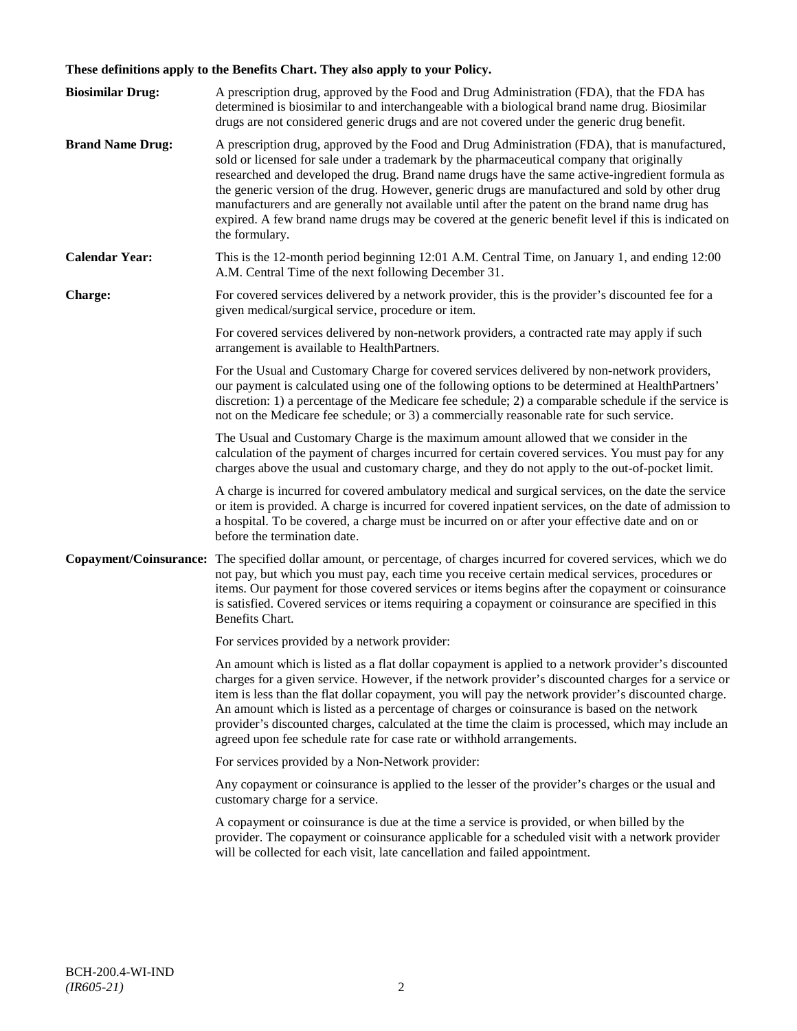**These definitions apply to the Benefits Chart. They also apply to your Policy.**

**Biosimilar Drug:** A prescription drug, approved by the Food and Drug Administration (FDA), that the FDA has determined is biosimilar to and interchangeable with a biological brand name drug. Biosimilar drugs are not considered generic drugs and are not covered under the generic drug benefit.

**Brand Name Drug:** A prescription drug, approved by the Food and Drug Administration (FDA), that is manufactured, sold or licensed for sale under a trademark by the pharmaceutical company that originally researched and developed the drug. Brand name drugs have the same active-ingredient formula as the generic version of the drug. However, generic drugs are manufactured and sold by other drug manufacturers and are generally not available until after the patent on the brand name drug has expired. A few brand name drugs may be covered at the generic benefit level if this is indicated on the formulary.

**Calendar Year:** This is the 12-month period beginning 12:01 A.M. Central Time, on January 1, and ending 12:00 A.M. Central Time of the next following December 31.

**Charge:** For covered services delivered by a network provider, this is the provider's discounted fee for a given medical/surgical service, procedure or item.

For covered services delivered by non-network providers, a contracted rate may apply if such arrangement is available to HealthPartners.

For the Usual and Customary Charge for covered services delivered by non-network providers, our payment is calculated using one of the following options to be determined at HealthPartners' discretion: 1) a percentage of the Medicare fee schedule; 2) a comparable schedule if the service is not on the Medicare fee schedule; or 3) a commercially reasonable rate for such service.

The Usual and Customary Charge is the maximum amount allowed that we consider in the calculation of the payment of charges incurred for certain covered services. You must pay for any charges above the usual and customary charge, and they do not apply to the out-of-pocket limit.

A charge is incurred for covered ambulatory medical and surgical services, on the date the service or item is provided. A charge is incurred for covered inpatient services, on the date of admission to a hospital. To be covered, a charge must be incurred on or after your effective date and on or before the termination date.

**Copayment/Coinsurance:** The specified dollar amount, or percentage, of charges incurred for covered services, which we do not pay, but which you must pay, each time you receive certain medical services, procedures or items. Our payment for those covered services or items begins after the copayment or coinsurance is satisfied. Covered services or items requiring a copayment or coinsurance are specified in this Benefits Chart.

For services provided by a network provider:

An amount which is listed as a flat dollar copayment is applied to a network provider's discounted charges for a given service. However, if the network provider's discounted charges for a service or item is less than the flat dollar copayment, you will pay the network provider's discounted charge. An amount which is listed as a percentage of charges or coinsurance is based on the network provider's discounted charges, calculated at the time the claim is processed, which may include an agreed upon fee schedule rate for case rate or withhold arrangements.

For services provided by a Non-Network provider:

Any copayment or coinsurance is applied to the lesser of the provider's charges or the usual and customary charge for a service.

A copayment or coinsurance is due at the time a service is provided, or when billed by the provider. The copayment or coinsurance applicable for a scheduled visit with a network provider will be collected for each visit, late cancellation and failed appointment.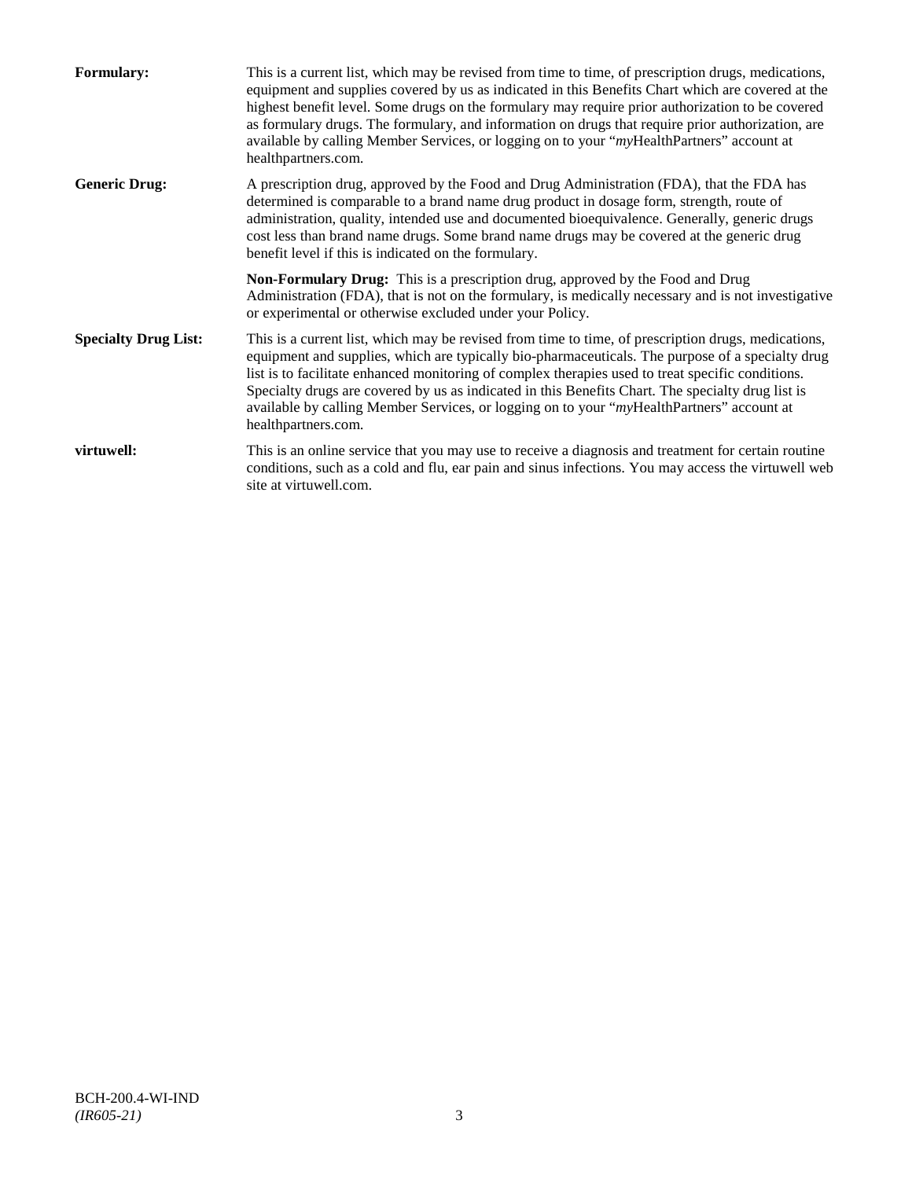**Formulary:** This is a current list, which may be revised from time to time, of prescription drugs, medications, equipment and supplies covered by us as indicated in this Benefits Chart which are covered at the highest benefit level. Some drugs on the formulary may require prior authorization to be covered as formulary drugs. The formulary, and information on drugs that require prior authorization, are available by calling Member Services, or logging on to your "*my*HealthPartners" account at healthpartners.com.

**Generic Drug:** A prescription drug, approved by the Food and Drug Administration (FDA), that the FDA has determined is comparable to a brand name drug product in dosage form, strength, route of administration, quality, intended use and documented bioequivalence. Generally, generic drugs cost less than brand name drugs. Some brand name drugs may be covered at the generic drug benefit level if this is indicated on the formulary.

**Non-Formulary Drug:** This is a prescription drug, approved by the Food and Drug Administration (FDA), that is not on the formulary, is medically necessary and is not investigative or experimental or otherwise excluded under your Policy.

**Specialty Drug List:** This is a current list, which may be revised from time to time, of prescription drugs, medications, equipment and supplies, which are typically bio-pharmaceuticals. The purpose of a specialty drug list is to facilitate enhanced monitoring of complex therapies used to treat specific conditions. Specialty drugs are covered by us as indicated in this Benefits Chart. The specialty drug list is available by calling Member Services, or logging on to your "*my*HealthPartners" account at healthpartners.com.

**virtuwell:** This is an online service that you may use to receive a diagnosis and treatment for certain routine conditions, such as a cold and flu, ear pain and sinus infections. You may access the virtuwell web site at virtuwell.com.

BCH-200.4-WI-IND
*(IR605-21)*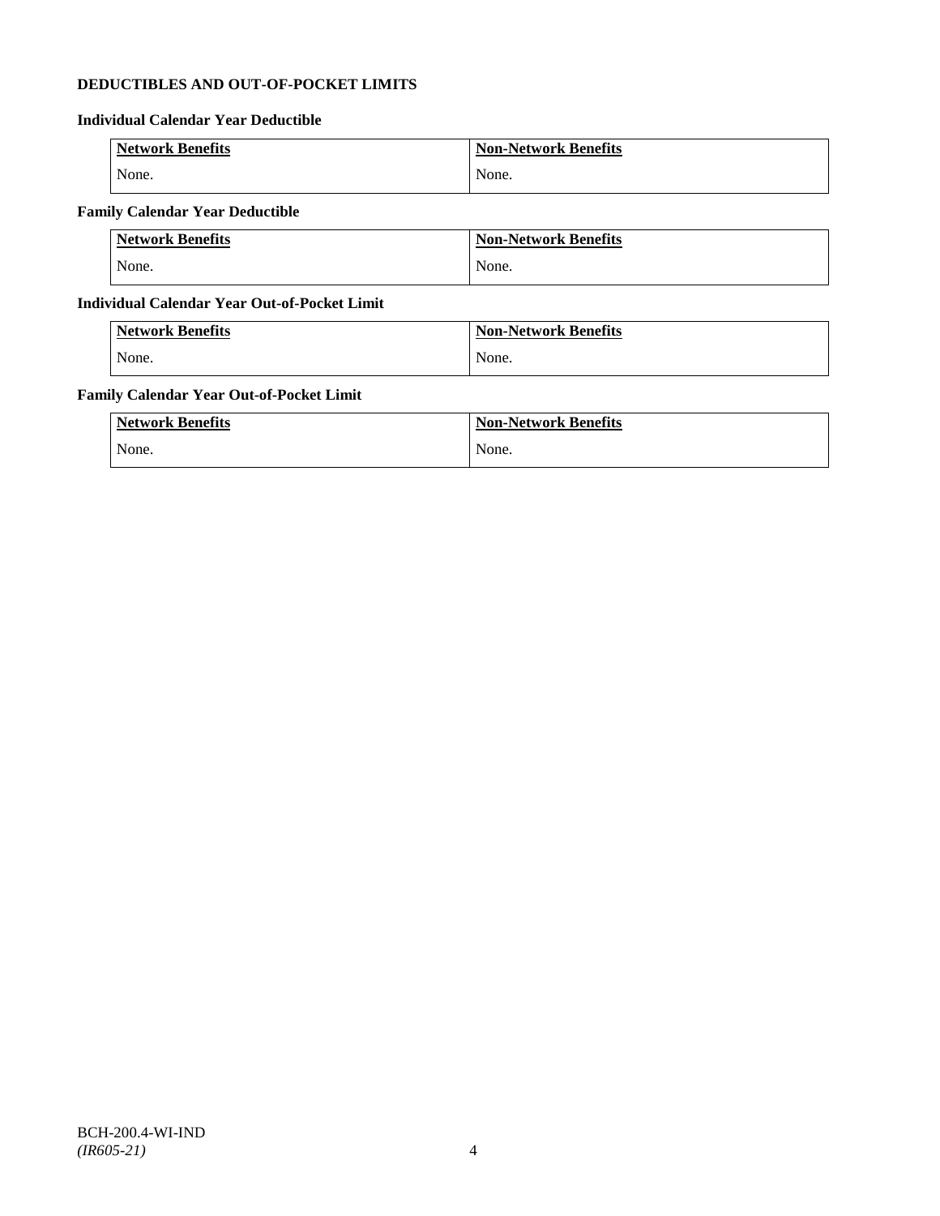**DEDUCTIBLES AND OUT-OF-POCKET LIMITS**

**Individual Calendar Year Deductible**

| Network Benefits | Non-Network Benefits |
|---|---|
| None. | None. |

**Family Calendar Year Deductible**

| Network Benefits | Non-Network Benefits |
|---|---|
| None. | None. |

**Individual Calendar Year Out-of-Pocket Limit**

| Network Benefits | Non-Network Benefits |
|---|---|
| None. | None. |

**Family Calendar Year Out-of-Pocket Limit**

| Network Benefits | Non-Network Benefits |
|---|---|
| None. | None. |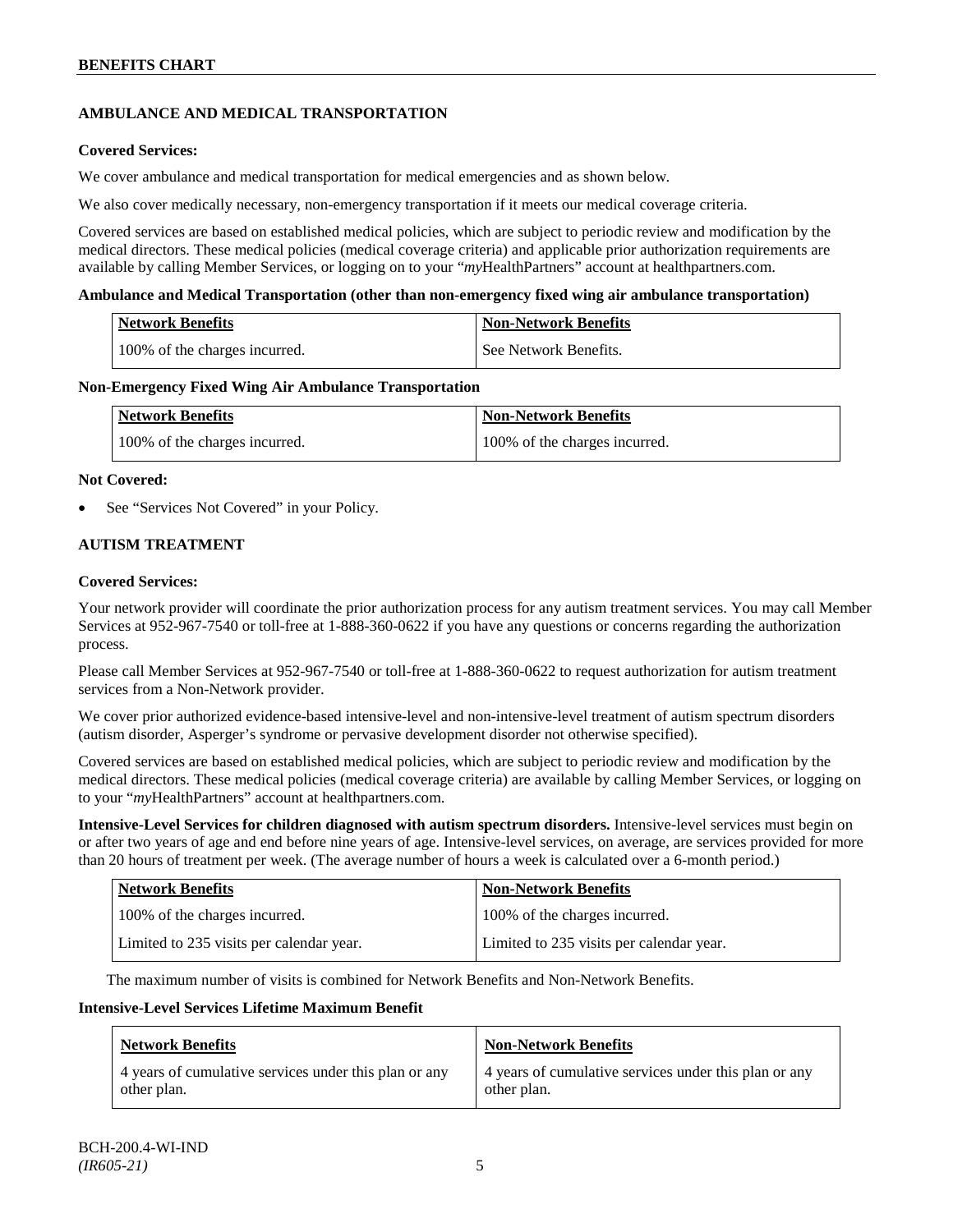## AMBULANCE AND MEDICAL TRANSPORTATION

**Covered Services:**

We cover ambulance and medical transportation for medical emergencies and as shown below.

We also cover medically necessary, non-emergency transportation if it meets our medical coverage criteria.

Covered services are based on established medical policies, which are subject to periodic review and modification by the medical directors. These medical policies (medical coverage criteria) and applicable prior authorization requirements are available by calling Member Services, or logging on to your "*my*HealthPartners" account at healthpartners.com.

**Ambulance and Medical Transportation (other than non-emergency fixed wing air ambulance transportation)**

| Network Benefits | Non-Network Benefits |
|---|---|
| 100% of the charges incurred. | See Network Benefits. |

**Non-Emergency Fixed Wing Air Ambulance Transportation**

| Network Benefits | Non-Network Benefits |
|---|---|
| 100% of the charges incurred. | 100% of the charges incurred. |

**Not Covered:**

- See "Services Not Covered" in your Policy.

## AUTISM TREATMENT

**Covered Services:**

Your network provider will coordinate the prior authorization process for any autism treatment services. You may call Member Services at 952-967-7540 or toll-free at 1-888-360-0622 if you have any questions or concerns regarding the authorization process.

Please call Member Services at 952-967-7540 or toll-free at 1-888-360-0622 to request authorization for autism treatment services from a Non-Network provider.

We cover prior authorized evidence-based intensive-level and non-intensive-level treatment of autism spectrum disorders (autism disorder, Asperger's syndrome or pervasive development disorder not otherwise specified).

Covered services are based on established medical policies, which are subject to periodic review and modification by the medical directors. These medical policies (medical coverage criteria) are available by calling Member Services, or logging on to your "*my*HealthPartners" account at healthpartners.com.

**Intensive-Level Services for children diagnosed with autism spectrum disorders.** Intensive-level services must begin on or after two years of age and end before nine years of age. Intensive-level services, on average, are services provided for more than 20 hours of treatment per week. (The average number of hours a week is calculated over a 6-month period.)

| Network Benefits | Non-Network Benefits |
|---|---|
| 100% of the charges incurred. | 100% of the charges incurred. |
| Limited to 235 visits per calendar year. | Limited to 235 visits per calendar year. |

The maximum number of visits is combined for Network Benefits and Non-Network Benefits.

**Intensive-Level Services Lifetime Maximum Benefit**

| Network Benefits | Non-Network Benefits |
|---|---|
| 4 years of cumulative services under this plan or any other plan. | 4 years of cumulative services under this plan or any other plan. |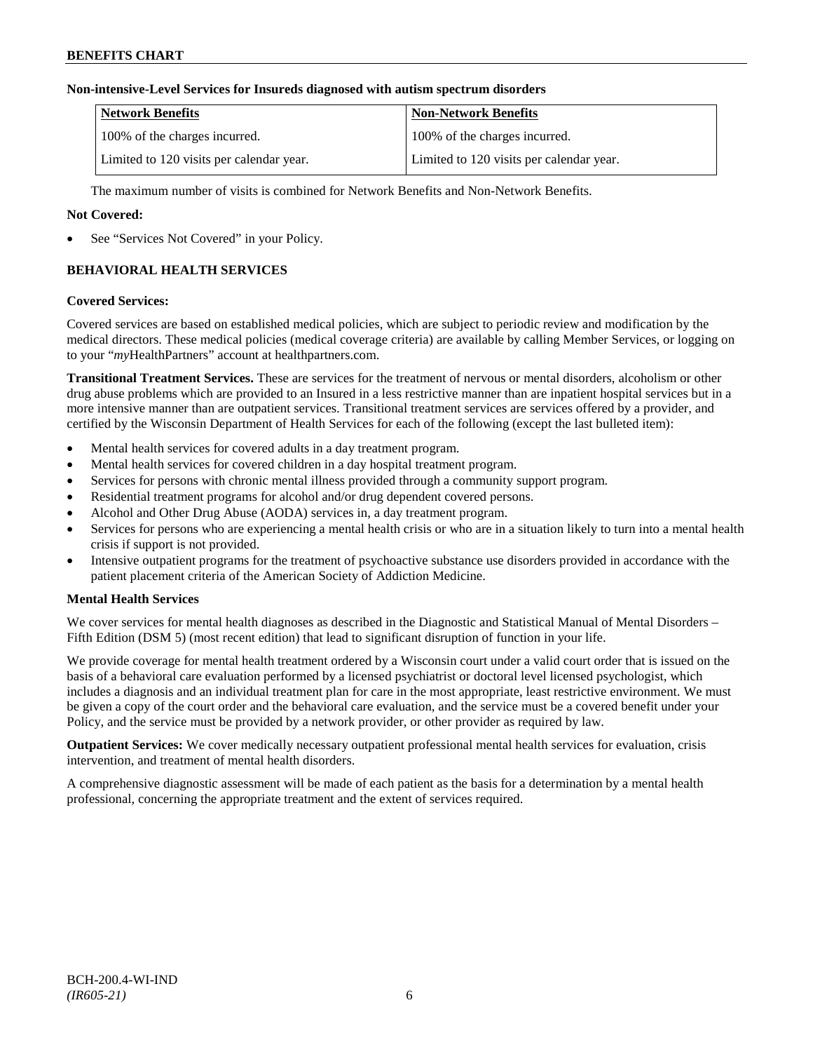**Non-intensive-Level Services for Insureds diagnosed with autism spectrum disorders**

| Network Benefits | Non-Network Benefits |
|---|---|
| 100% of the charges incurred. | 100% of the charges incurred. |
| Limited to 120 visits per calendar year. | Limited to 120 visits per calendar year. |

The maximum number of visits is combined for Network Benefits and Non-Network Benefits.

**Not Covered:**

- See "Services Not Covered" in your Policy.

## BEHAVIORAL HEALTH SERVICES

**Covered Services:**

Covered services are based on established medical policies, which are subject to periodic review and modification by the medical directors. These medical policies (medical coverage criteria) are available by calling Member Services, or logging on to your "*my*HealthPartners" account at healthpartners.com.

**Transitional Treatment Services.** These are services for the treatment of nervous or mental disorders, alcoholism or other drug abuse problems which are provided to an Insured in a less restrictive manner than are inpatient hospital services but in a more intensive manner than are outpatient services. Transitional treatment services are services offered by a provider, and certified by the Wisconsin Department of Health Services for each of the following (except the last bulleted item):

- Mental health services for covered adults in a day treatment program.
- Mental health services for covered children in a day hospital treatment program.
- Services for persons with chronic mental illness provided through a community support program.
- Residential treatment programs for alcohol and/or drug dependent covered persons.
- Alcohol and Other Drug Abuse (AODA) services in, a day treatment program.
- Services for persons who are experiencing a mental health crisis or who are in a situation likely to turn into a mental health crisis if support is not provided.
- Intensive outpatient programs for the treatment of psychoactive substance use disorders provided in accordance with the patient placement criteria of the American Society of Addiction Medicine.

**Mental Health Services**

We cover services for mental health diagnoses as described in the Diagnostic and Statistical Manual of Mental Disorders – Fifth Edition (DSM 5) (most recent edition) that lead to significant disruption of function in your life.

We provide coverage for mental health treatment ordered by a Wisconsin court under a valid court order that is issued on the basis of a behavioral care evaluation performed by a licensed psychiatrist or doctoral level licensed psychologist, which includes a diagnosis and an individual treatment plan for care in the most appropriate, least restrictive environment. We must be given a copy of the court order and the behavioral care evaluation, and the service must be a covered benefit under your Policy, and the service must be provided by a network provider, or other provider as required by law.

**Outpatient Services:** We cover medically necessary outpatient professional mental health services for evaluation, crisis intervention, and treatment of mental health disorders.

A comprehensive diagnostic assessment will be made of each patient as the basis for a determination by a mental health professional, concerning the appropriate treatment and the extent of services required.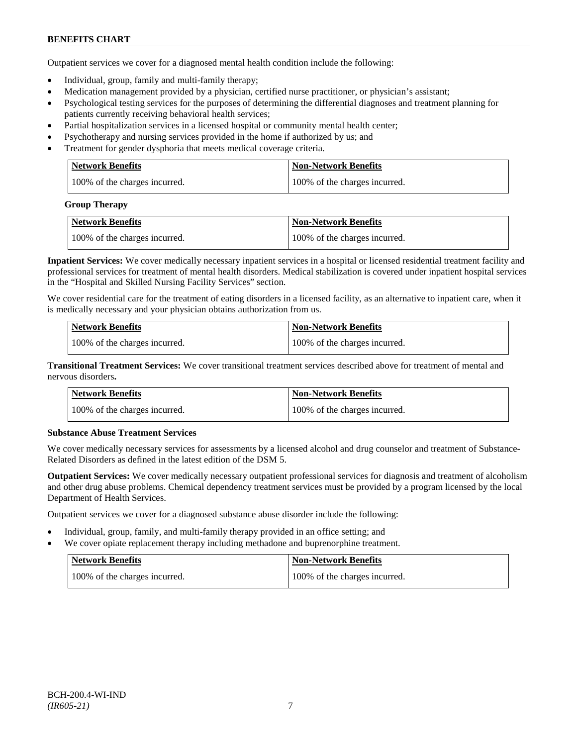Outpatient services we cover for a diagnosed mental health condition include the following:

- Individual, group, family and multi-family therapy;
- Medication management provided by a physician, certified nurse practitioner, or physician's assistant;
- Psychological testing services for the purposes of determining the differential diagnoses and treatment planning for patients currently receiving behavioral health services;
- Partial hospitalization services in a licensed hospital or community mental health center;
- Psychotherapy and nursing services provided in the home if authorized by us; and
- Treatment for gender dysphoria that meets medical coverage criteria.

| Network Benefits | Non-Network Benefits |
| --- | --- |
| 100% of the charges incurred. | 100% of the charges incurred. |

**Group Therapy**

| Network Benefits | Non-Network Benefits |
| --- | --- |
| 100% of the charges incurred. | 100% of the charges incurred. |

**Inpatient Services:** We cover medically necessary inpatient services in a hospital or licensed residential treatment facility and professional services for treatment of mental health disorders. Medical stabilization is covered under inpatient hospital services in the "Hospital and Skilled Nursing Facility Services" section.

We cover residential care for the treatment of eating disorders in a licensed facility, as an alternative to inpatient care, when it is medically necessary and your physician obtains authorization from us.

| Network Benefits | Non-Network Benefits |
| --- | --- |
| 100% of the charges incurred. | 100% of the charges incurred. |

**Transitional Treatment Services:** We cover transitional treatment services described above for treatment of mental and nervous disorders**.**

| Network Benefits | Non-Network Benefits |
| --- | --- |
| 100% of the charges incurred. | 100% of the charges incurred. |

**Substance Abuse Treatment Services**

We cover medically necessary services for assessments by a licensed alcohol and drug counselor and treatment of Substance-Related Disorders as defined in the latest edition of the DSM 5.

**Outpatient Services:** We cover medically necessary outpatient professional services for diagnosis and treatment of alcoholism and other drug abuse problems. Chemical dependency treatment services must be provided by a program licensed by the local Department of Health Services.

Outpatient services we cover for a diagnosed substance abuse disorder include the following:

- Individual, group, family, and multi-family therapy provided in an office setting; and
- We cover opiate replacement therapy including methadone and buprenorphine treatment.

| Network Benefits | Non-Network Benefits |
| --- | --- |
| 100% of the charges incurred. | 100% of the charges incurred. |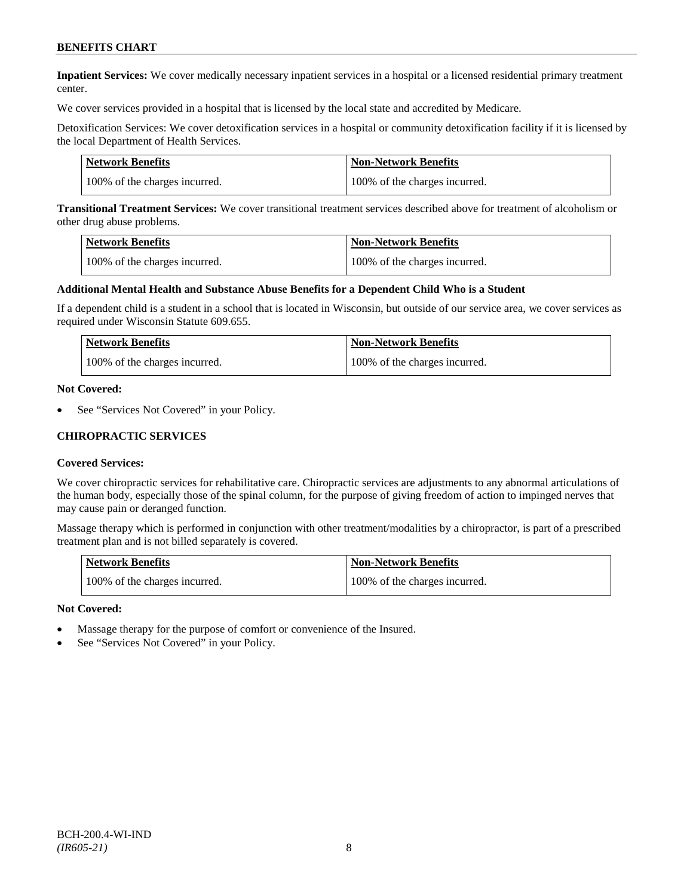**Inpatient Services:** We cover medically necessary inpatient services in a hospital or a licensed residential primary treatment center.

We cover services provided in a hospital that is licensed by the local state and accredited by Medicare.

Detoxification Services: We cover detoxification services in a hospital or community detoxification facility if it is licensed by the local Department of Health Services.

| Network Benefits | Non-Network Benefits |
| --- | --- |
| 100% of the charges incurred. | 100% of the charges incurred. |

**Transitional Treatment Services:** We cover transitional treatment services described above for treatment of alcoholism or other drug abuse problems.

| Network Benefits | Non-Network Benefits |
| --- | --- |
| 100% of the charges incurred. | 100% of the charges incurred. |

**Additional Mental Health and Substance Abuse Benefits for a Dependent Child Who is a Student**

If a dependent child is a student in a school that is located in Wisconsin, but outside of our service area, we cover services as required under Wisconsin Statute 609.655.

| Network Benefits | Non-Network Benefits |
| --- | --- |
| 100% of the charges incurred. | 100% of the charges incurred. |

**Not Covered:**

- See "Services Not Covered" in your Policy.

## CHIROPRACTIC SERVICES

**Covered Services:**

We cover chiropractic services for rehabilitative care. Chiropractic services are adjustments to any abnormal articulations of the human body, especially those of the spinal column, for the purpose of giving freedom of action to impinged nerves that may cause pain or deranged function.

Massage therapy which is performed in conjunction with other treatment/modalities by a chiropractor, is part of a prescribed treatment plan and is not billed separately is covered.

| Network Benefits | Non-Network Benefits |
| --- | --- |
| 100% of the charges incurred. | 100% of the charges incurred. |

**Not Covered:**

- Massage therapy for the purpose of comfort or convenience of the Insured.
- See "Services Not Covered" in your Policy.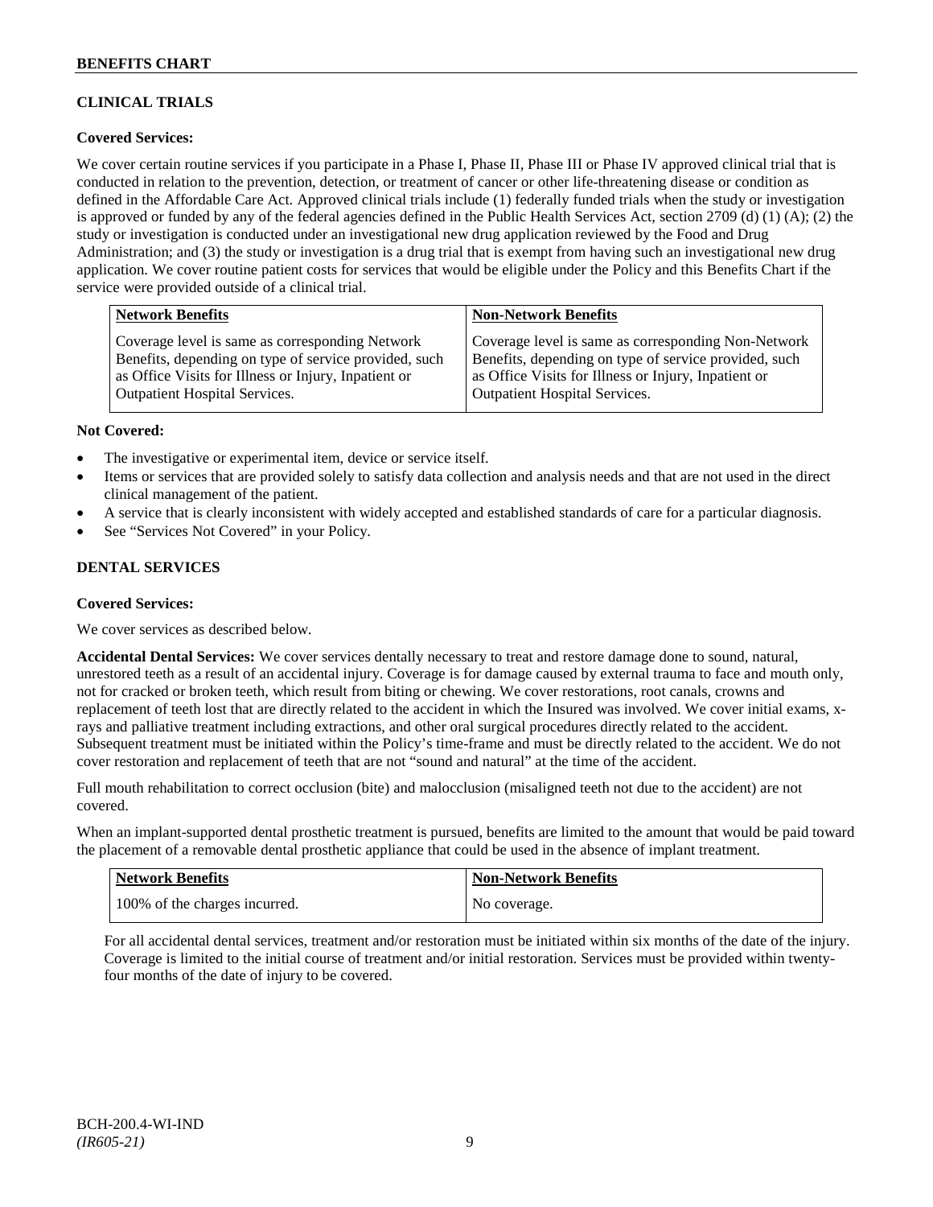## CLINICAL TRIALS

**Covered Services:**

We cover certain routine services if you participate in a Phase I, Phase II, Phase III or Phase IV approved clinical trial that is conducted in relation to the prevention, detection, or treatment of cancer or other life-threatening disease or condition as defined in the Affordable Care Act. Approved clinical trials include (1) federally funded trials when the study or investigation is approved or funded by any of the federal agencies defined in the Public Health Services Act, section 2709 (d) (1) (A); (2) the study or investigation is conducted under an investigational new drug application reviewed by the Food and Drug Administration; and (3) the study or investigation is a drug trial that is exempt from having such an investigational new drug application. We cover routine patient costs for services that would be eligible under the Policy and this Benefits Chart if the service were provided outside of a clinical trial.

| Network Benefits | Non-Network Benefits |
|---|---|
| Coverage level is same as corresponding Network Benefits, depending on type of service provided, such as Office Visits for Illness or Injury, Inpatient or Outpatient Hospital Services. | Coverage level is same as corresponding Non-Network Benefits, depending on type of service provided, such as Office Visits for Illness or Injury, Inpatient or Outpatient Hospital Services. |

**Not Covered:**

- The investigative or experimental item, device or service itself.
- Items or services that are provided solely to satisfy data collection and analysis needs and that are not used in the direct clinical management of the patient.
- A service that is clearly inconsistent with widely accepted and established standards of care for a particular diagnosis.
- See "Services Not Covered" in your Policy.

## DENTAL SERVICES

**Covered Services:**

We cover services as described below.

**Accidental Dental Services:** We cover services dentally necessary to treat and restore damage done to sound, natural, unrestored teeth as a result of an accidental injury. Coverage is for damage caused by external trauma to face and mouth only, not for cracked or broken teeth, which result from biting or chewing. We cover restorations, root canals, crowns and replacement of teeth lost that are directly related to the accident in which the Insured was involved. We cover initial exams, x-rays and palliative treatment including extractions, and other oral surgical procedures directly related to the accident. Subsequent treatment must be initiated within the Policy's time-frame and must be directly related to the accident. We do not cover restoration and replacement of teeth that are not "sound and natural" at the time of the accident.

Full mouth rehabilitation to correct occlusion (bite) and malocclusion (misaligned teeth not due to the accident) are not covered.

When an implant-supported dental prosthetic treatment is pursued, benefits are limited to the amount that would be paid toward the placement of a removable dental prosthetic appliance that could be used in the absence of implant treatment.

| Network Benefits | Non-Network Benefits |
|---|---|
| 100% of the charges incurred. | No coverage. |

For all accidental dental services, treatment and/or restoration must be initiated within six months of the date of the injury. Coverage is limited to the initial course of treatment and/or initial restoration. Services must be provided within twenty-four months of the date of injury to be covered.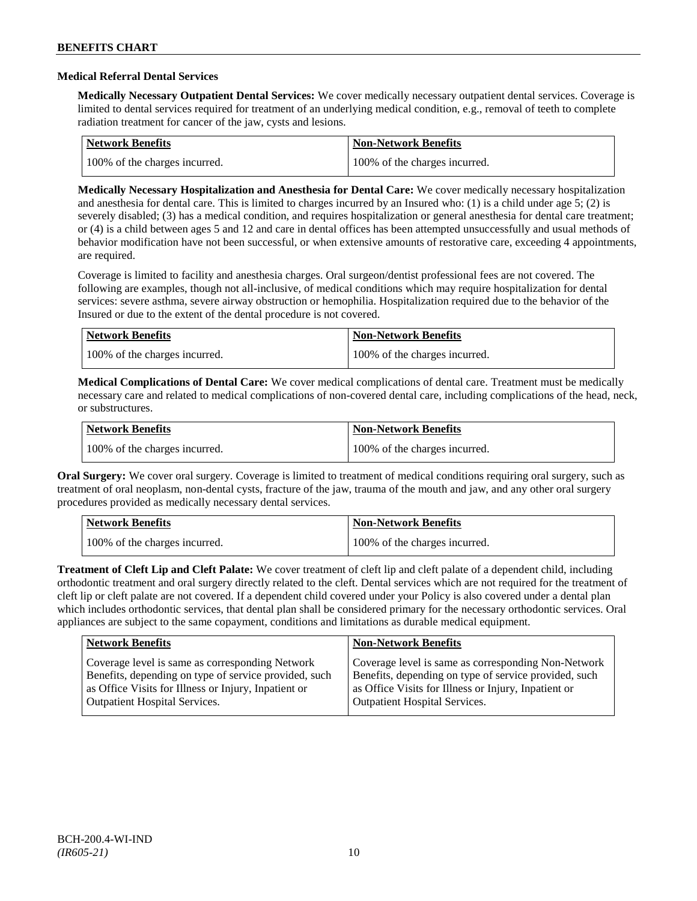### Medical Referral Dental Services

**Medically Necessary Outpatient Dental Services:** We cover medically necessary outpatient dental services. Coverage is limited to dental services required for treatment of an underlying medical condition, e.g., removal of teeth to complete radiation treatment for cancer of the jaw, cysts and lesions.

| Network Benefits | Non-Network Benefits |
|---|---|
| 100% of the charges incurred. | 100% of the charges incurred. |

**Medically Necessary Hospitalization and Anesthesia for Dental Care:** We cover medically necessary hospitalization and anesthesia for dental care. This is limited to charges incurred by an Insured who: (1) is a child under age 5; (2) is severely disabled; (3) has a medical condition, and requires hospitalization or general anesthesia for dental care treatment; or (4) is a child between ages 5 and 12 and care in dental offices has been attempted unsuccessfully and usual methods of behavior modification have not been successful, or when extensive amounts of restorative care, exceeding 4 appointments, are required.

Coverage is limited to facility and anesthesia charges. Oral surgeon/dentist professional fees are not covered. The following are examples, though not all-inclusive, of medical conditions which may require hospitalization for dental services: severe asthma, severe airway obstruction or hemophilia. Hospitalization required due to the behavior of the Insured or due to the extent of the dental procedure is not covered.

| Network Benefits | Non-Network Benefits |
|---|---|
| 100% of the charges incurred. | 100% of the charges incurred. |

**Medical Complications of Dental Care:** We cover medical complications of dental care. Treatment must be medically necessary care and related to medical complications of non-covered dental care, including complications of the head, neck, or substructures.

| Network Benefits | Non-Network Benefits |
|---|---|
| 100% of the charges incurred. | 100% of the charges incurred. |

**Oral Surgery:** We cover oral surgery. Coverage is limited to treatment of medical conditions requiring oral surgery, such as treatment of oral neoplasm, non-dental cysts, fracture of the jaw, trauma of the mouth and jaw, and any other oral surgery procedures provided as medically necessary dental services.

| Network Benefits | Non-Network Benefits |
|---|---|
| 100% of the charges incurred. | 100% of the charges incurred. |

**Treatment of Cleft Lip and Cleft Palate:** We cover treatment of cleft lip and cleft palate of a dependent child, including orthodontic treatment and oral surgery directly related to the cleft. Dental services which are not required for the treatment of cleft lip or cleft palate are not covered. If a dependent child covered under your Policy is also covered under a dental plan which includes orthodontic services, that dental plan shall be considered primary for the necessary orthodontic services. Oral appliances are subject to the same copayment, conditions and limitations as durable medical equipment.

| Network Benefits | Non-Network Benefits |
|---|---|
| Coverage level is same as corresponding Network Benefits, depending on type of service provided, such as Office Visits for Illness or Injury, Inpatient or Outpatient Hospital Services. | Coverage level is same as corresponding Non-Network Benefits, depending on type of service provided, such as Office Visits for Illness or Injury, Inpatient or Outpatient Hospital Services. |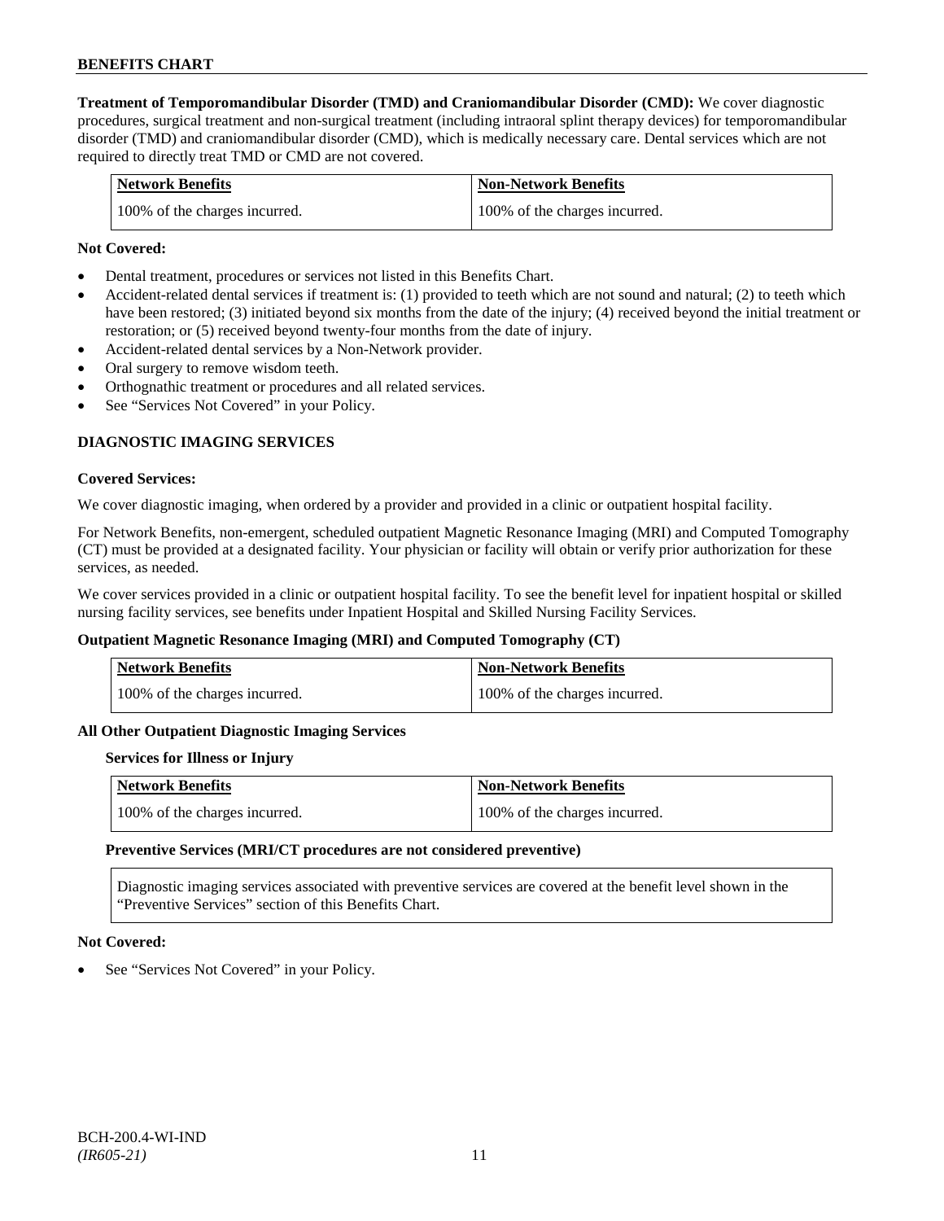**Treatment of Temporomandibular Disorder (TMD) and Craniomandibular Disorder (CMD):** We cover diagnostic procedures, surgical treatment and non-surgical treatment (including intraoral splint therapy devices) for temporomandibular disorder (TMD) and craniomandibular disorder (CMD), which is medically necessary care. Dental services which are not required to directly treat TMD or CMD are not covered.

| Network Benefits | Non-Network Benefits |
|---|---|
| 100% of the charges incurred. | 100% of the charges incurred. |

**Not Covered:**

- Dental treatment, procedures or services not listed in this Benefits Chart.
- Accident-related dental services if treatment is: (1) provided to teeth which are not sound and natural; (2) to teeth which have been restored; (3) initiated beyond six months from the date of the injury; (4) received beyond the initial treatment or restoration; or (5) received beyond twenty-four months from the date of injury.
- Accident-related dental services by a Non-Network provider.
- Oral surgery to remove wisdom teeth.
- Orthognathic treatment or procedures and all related services.
- See "Services Not Covered" in your Policy.

## DIAGNOSTIC IMAGING SERVICES

**Covered Services:**

We cover diagnostic imaging, when ordered by a provider and provided in a clinic or outpatient hospital facility.

For Network Benefits, non-emergent, scheduled outpatient Magnetic Resonance Imaging (MRI) and Computed Tomography (CT) must be provided at a designated facility. Your physician or facility will obtain or verify prior authorization for these services, as needed.

We cover services provided in a clinic or outpatient hospital facility. To see the benefit level for inpatient hospital or skilled nursing facility services, see benefits under Inpatient Hospital and Skilled Nursing Facility Services.

**Outpatient Magnetic Resonance Imaging (MRI) and Computed Tomography (CT)**

| Network Benefits | Non-Network Benefits |
|---|---|
| 100% of the charges incurred. | 100% of the charges incurred. |

**All Other Outpatient Diagnostic Imaging Services**

**Services for Illness or Injury**

| Network Benefits | Non-Network Benefits |
|---|---|
| 100% of the charges incurred. | 100% of the charges incurred. |

**Preventive Services (MRI/CT procedures are not considered preventive)**

Diagnostic imaging services associated with preventive services are covered at the benefit level shown in the "Preventive Services" section of this Benefits Chart.

**Not Covered:**

- See "Services Not Covered" in your Policy.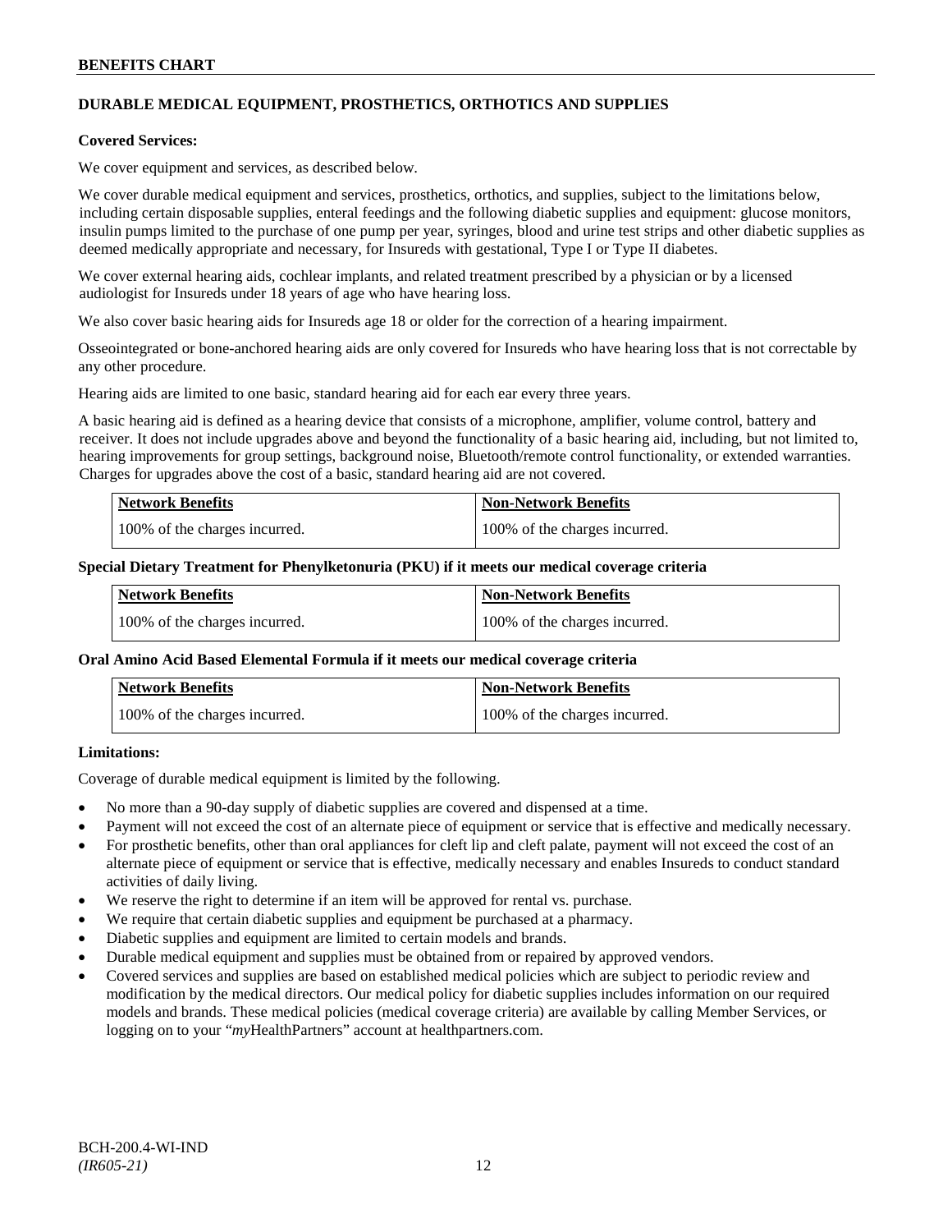## DURABLE MEDICAL EQUIPMENT, PROSTHETICS, ORTHOTICS AND SUPPLIES

**Covered Services:**

We cover equipment and services, as described below.

We cover durable medical equipment and services, prosthetics, orthotics, and supplies, subject to the limitations below, including certain disposable supplies, enteral feedings and the following diabetic supplies and equipment: glucose monitors, insulin pumps limited to the purchase of one pump per year, syringes, blood and urine test strips and other diabetic supplies as deemed medically appropriate and necessary, for Insureds with gestational, Type I or Type II diabetes.

We cover external hearing aids, cochlear implants, and related treatment prescribed by a physician or by a licensed audiologist for Insureds under 18 years of age who have hearing loss.

We also cover basic hearing aids for Insureds age 18 or older for the correction of a hearing impairment.

Osseointegrated or bone-anchored hearing aids are only covered for Insureds who have hearing loss that is not correctable by any other procedure.

Hearing aids are limited to one basic, standard hearing aid for each ear every three years.

A basic hearing aid is defined as a hearing device that consists of a microphone, amplifier, volume control, battery and receiver. It does not include upgrades above and beyond the functionality of a basic hearing aid, including, but not limited to, hearing improvements for group settings, background noise, Bluetooth/remote control functionality, or extended warranties. Charges for upgrades above the cost of a basic, standard hearing aid are not covered.

| Network Benefits | Non-Network Benefits |
|---|---|
| 100% of the charges incurred. | 100% of the charges incurred. |

**Special Dietary Treatment for Phenylketonuria (PKU) if it meets our medical coverage criteria**

| Network Benefits | Non-Network Benefits |
|---|---|
| 100% of the charges incurred. | 100% of the charges incurred. |

**Oral Amino Acid Based Elemental Formula if it meets our medical coverage criteria**

| Network Benefits | Non-Network Benefits |
|---|---|
| 100% of the charges incurred. | 100% of the charges incurred. |

**Limitations:**

Coverage of durable medical equipment is limited by the following.

- No more than a 90-day supply of diabetic supplies are covered and dispensed at a time.
- Payment will not exceed the cost of an alternate piece of equipment or service that is effective and medically necessary.
- For prosthetic benefits, other than oral appliances for cleft lip and cleft palate, payment will not exceed the cost of an alternate piece of equipment or service that is effective, medically necessary and enables Insureds to conduct standard activities of daily living.
- We reserve the right to determine if an item will be approved for rental vs. purchase.
- We require that certain diabetic supplies and equipment be purchased at a pharmacy.
- Diabetic supplies and equipment are limited to certain models and brands.
- Durable medical equipment and supplies must be obtained from or repaired by approved vendors.
- Covered services and supplies are based on established medical policies which are subject to periodic review and modification by the medical directors. Our medical policy for diabetic supplies includes information on our required models and brands. These medical policies (medical coverage criteria) are available by calling Member Services, or logging on to your "*my*HealthPartners" account at healthpartners.com.

BCH-200.4-WI-IND
*(IR605-21)*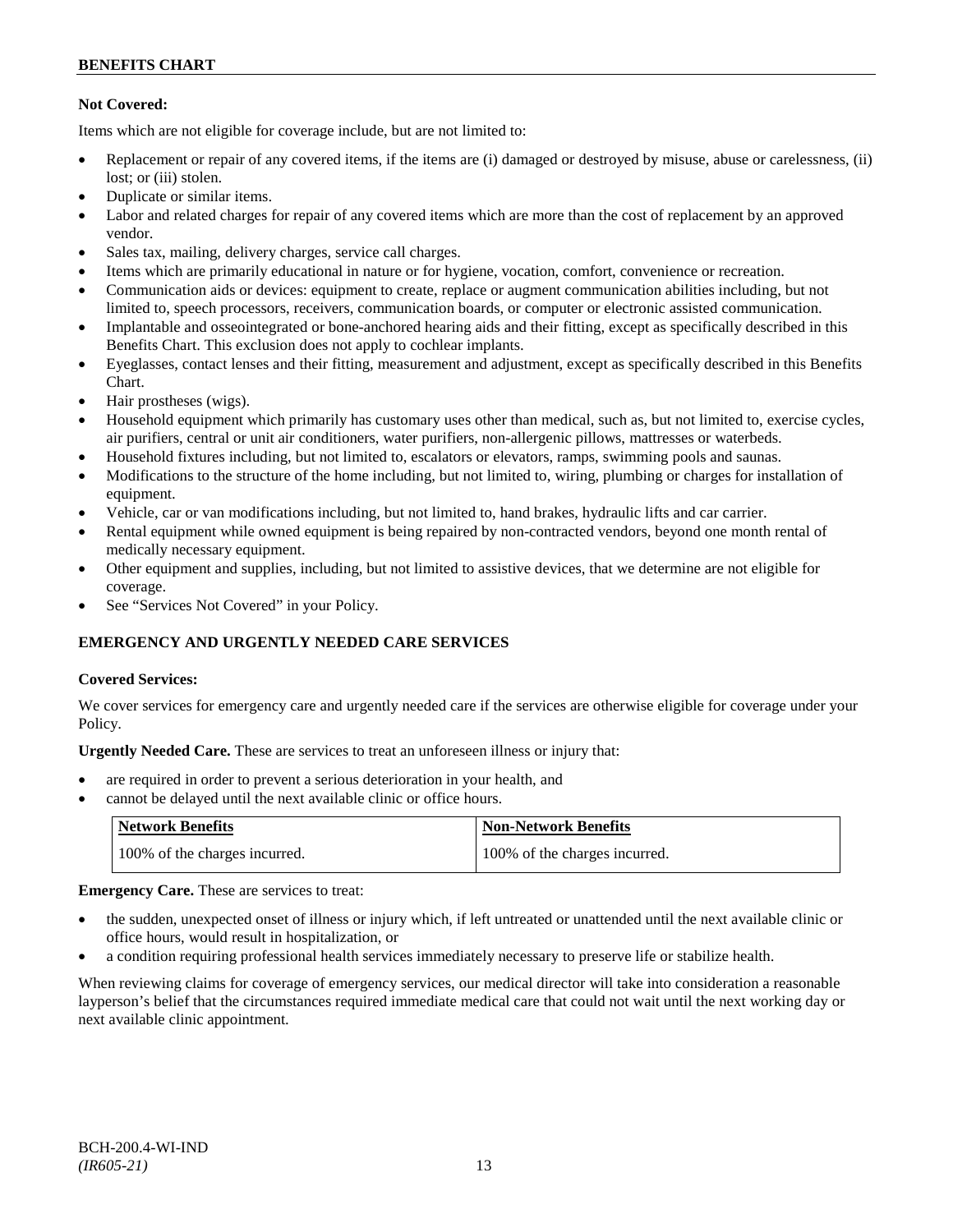**Not Covered:**

Items which are not eligible for coverage include, but are not limited to:

- Replacement or repair of any covered items, if the items are (i) damaged or destroyed by misuse, abuse or carelessness, (ii) lost; or (iii) stolen.
- Duplicate or similar items.
- Labor and related charges for repair of any covered items which are more than the cost of replacement by an approved vendor.
- Sales tax, mailing, delivery charges, service call charges.
- Items which are primarily educational in nature or for hygiene, vocation, comfort, convenience or recreation.
- Communication aids or devices: equipment to create, replace or augment communication abilities including, but not limited to, speech processors, receivers, communication boards, or computer or electronic assisted communication.
- Implantable and osseointegrated or bone-anchored hearing aids and their fitting, except as specifically described in this Benefits Chart. This exclusion does not apply to cochlear implants.
- Eyeglasses, contact lenses and their fitting, measurement and adjustment, except as specifically described in this Benefits Chart.
- Hair prostheses (wigs).
- Household equipment which primarily has customary uses other than medical, such as, but not limited to, exercise cycles, air purifiers, central or unit air conditioners, water purifiers, non-allergenic pillows, mattresses or waterbeds.
- Household fixtures including, but not limited to, escalators or elevators, ramps, swimming pools and saunas.
- Modifications to the structure of the home including, but not limited to, wiring, plumbing or charges for installation of equipment.
- Vehicle, car or van modifications including, but not limited to, hand brakes, hydraulic lifts and car carrier.
- Rental equipment while owned equipment is being repaired by non-contracted vendors, beyond one month rental of medically necessary equipment.
- Other equipment and supplies, including, but not limited to assistive devices, that we determine are not eligible for coverage.
- See "Services Not Covered" in your Policy.

## EMERGENCY AND URGENTLY NEEDED CARE SERVICES

**Covered Services:**

We cover services for emergency care and urgently needed care if the services are otherwise eligible for coverage under your Policy.

**Urgently Needed Care.** These are services to treat an unforeseen illness or injury that:

- are required in order to prevent a serious deterioration in your health, and
- cannot be delayed until the next available clinic or office hours.

| Network Benefits | Non-Network Benefits |
|---|---|
| 100% of the charges incurred. | 100% of the charges incurred. |

**Emergency Care.** These are services to treat:

- the sudden, unexpected onset of illness or injury which, if left untreated or unattended until the next available clinic or office hours, would result in hospitalization, or
- a condition requiring professional health services immediately necessary to preserve life or stabilize health.

When reviewing claims for coverage of emergency services, our medical director will take into consideration a reasonable layperson's belief that the circumstances required immediate medical care that could not wait until the next working day or next available clinic appointment.

BCH-200.4-WI-IND
*(IR605-21)*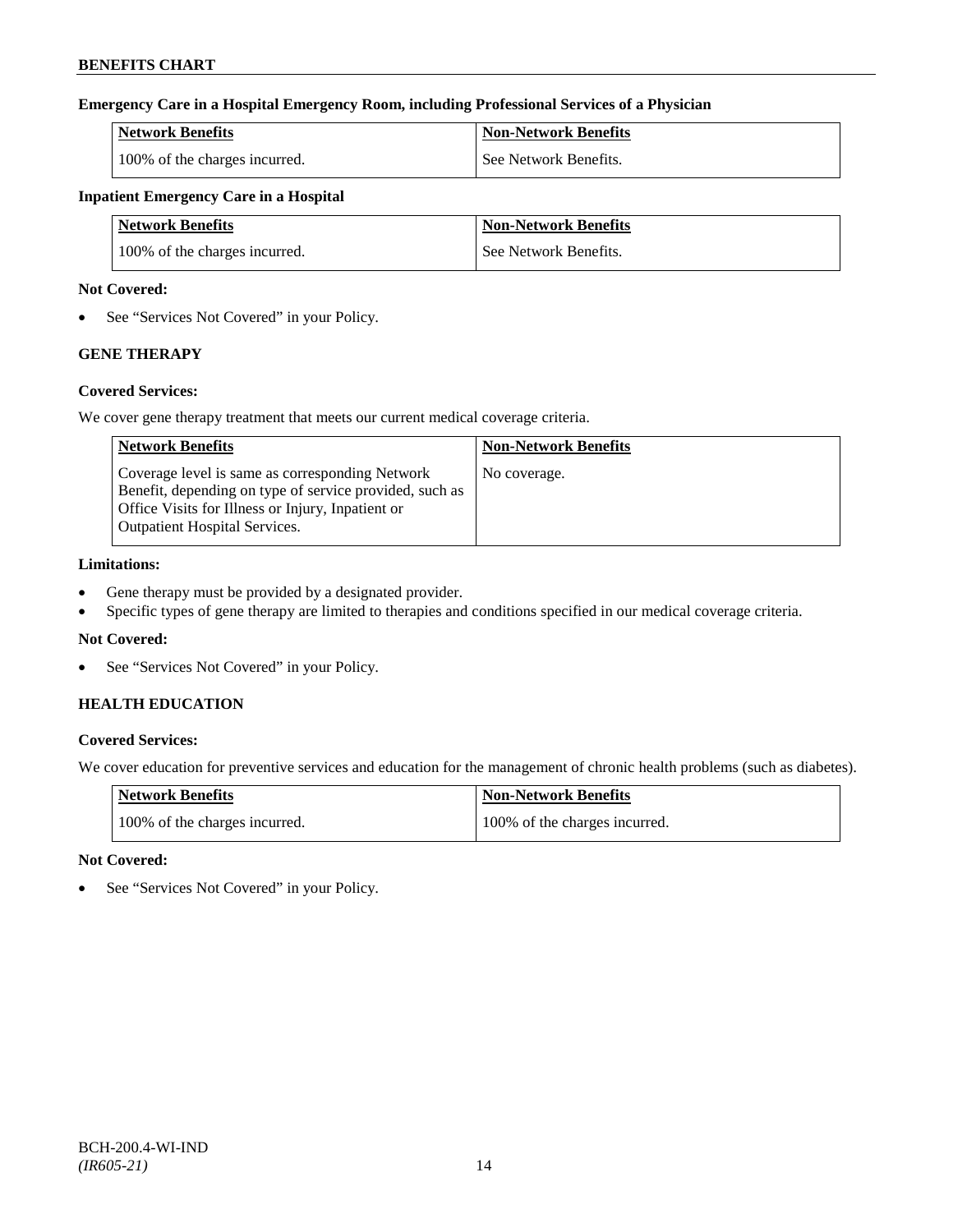**Emergency Care in a Hospital Emergency Room, including Professional Services of a Physician**

| Network Benefits | Non-Network Benefits |
| --- | --- |
| 100% of the charges incurred. | See Network Benefits. |

**Inpatient Emergency Care in a Hospital**

| Network Benefits | Non-Network Benefits |
| --- | --- |
| 100% of the charges incurred. | See Network Benefits. |

**Not Covered:**

- See "Services Not Covered" in your Policy.

### GENE THERAPY

**Covered Services:**

We cover gene therapy treatment that meets our current medical coverage criteria.

| Network Benefits | Non-Network Benefits |
| --- | --- |
| Coverage level is same as corresponding Network Benefit, depending on type of service provided, such as Office Visits for Illness or Injury, Inpatient or Outpatient Hospital Services. | No coverage. |

**Limitations:**

- Gene therapy must be provided by a designated provider.
- Specific types of gene therapy are limited to therapies and conditions specified in our medical coverage criteria.

**Not Covered:**

- See "Services Not Covered" in your Policy.

### HEALTH EDUCATION

**Covered Services:**

We cover education for preventive services and education for the management of chronic health problems (such as diabetes).

| Network Benefits | Non-Network Benefits |
| --- | --- |
| 100% of the charges incurred. | 100% of the charges incurred. |

**Not Covered:**

- See "Services Not Covered" in your Policy.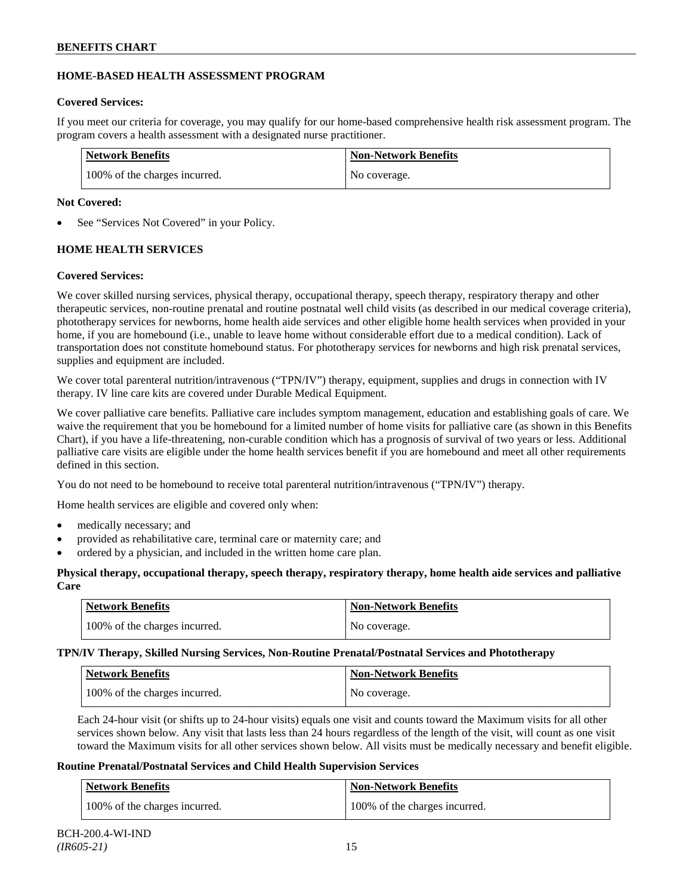## HOME-BASED HEALTH ASSESSMENT PROGRAM

**Covered Services:**

If you meet our criteria for coverage, you may qualify for our home-based comprehensive health risk assessment program. The program covers a health assessment with a designated nurse practitioner.

| Network Benefits | Non-Network Benefits |
|---|---|
| 100% of the charges incurred. | No coverage. |

**Not Covered:**

- See "Services Not Covered" in your Policy.

## HOME HEALTH SERVICES

**Covered Services:**

We cover skilled nursing services, physical therapy, occupational therapy, speech therapy, respiratory therapy and other therapeutic services, non-routine prenatal and routine postnatal well child visits (as described in our medical coverage criteria), phototherapy services for newborns, home health aide services and other eligible home health services when provided in your home, if you are homebound (i.e., unable to leave home without considerable effort due to a medical condition). Lack of transportation does not constitute homebound status. For phototherapy services for newborns and high risk prenatal services, supplies and equipment are included.

We cover total parenteral nutrition/intravenous ("TPN/IV") therapy, equipment, supplies and drugs in connection with IV therapy. IV line care kits are covered under Durable Medical Equipment.

We cover palliative care benefits. Palliative care includes symptom management, education and establishing goals of care. We waive the requirement that you be homebound for a limited number of home visits for palliative care (as shown in this Benefits Chart), if you have a life-threatening, non-curable condition which has a prognosis of survival of two years or less. Additional palliative care visits are eligible under the home health services benefit if you are homebound and meet all other requirements defined in this section.

You do not need to be homebound to receive total parenteral nutrition/intravenous ("TPN/IV") therapy.

Home health services are eligible and covered only when:

- medically necessary; and
- provided as rehabilitative care, terminal care or maternity care; and
- ordered by a physician, and included in the written home care plan.

**Physical therapy, occupational therapy, speech therapy, respiratory therapy, home health aide services and palliative Care**

| Network Benefits | Non-Network Benefits |
|---|---|
| 100% of the charges incurred. | No coverage. |

**TPN/IV Therapy, Skilled Nursing Services, Non-Routine Prenatal/Postnatal Services and Phototherapy**

| Network Benefits | Non-Network Benefits |
|---|---|
| 100% of the charges incurred. | No coverage. |

Each 24-hour visit (or shifts up to 24-hour visits) equals one visit and counts toward the Maximum visits for all other services shown below. Any visit that lasts less than 24 hours regardless of the length of the visit, will count as one visit toward the Maximum visits for all other services shown below. All visits must be medically necessary and benefit eligible.

**Routine Prenatal/Postnatal Services and Child Health Supervision Services**

| Network Benefits | Non-Network Benefits |
|---|---|
| 100% of the charges incurred. | 100% of the charges incurred. |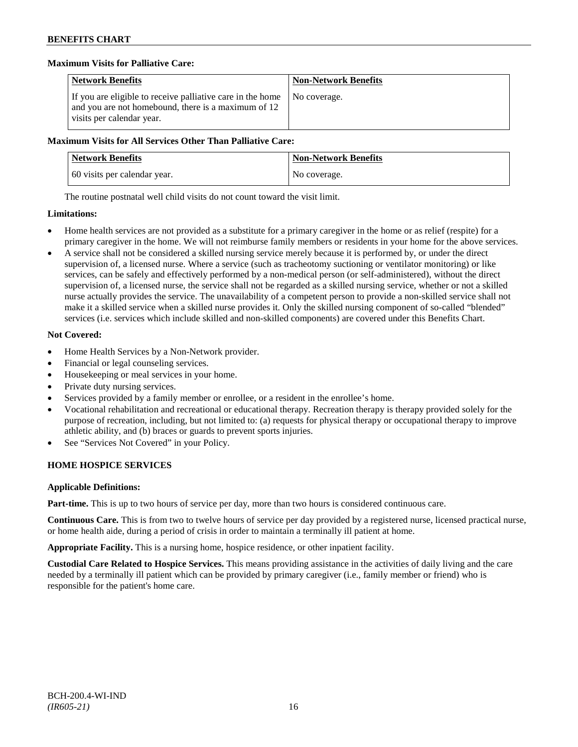**Maximum Visits for Palliative Care:**

| Network Benefits | Non-Network Benefits |
| --- | --- |
| If you are eligible to receive palliative care in the home and you are not homebound, there is a maximum of 12 visits per calendar year. | No coverage. |

**Maximum Visits for All Services Other Than Palliative Care:**

| Network Benefits | Non-Network Benefits |
| --- | --- |
| 60 visits per calendar year. | No coverage. |

The routine postnatal well child visits do not count toward the visit limit.

**Limitations:**

- Home health services are not provided as a substitute for a primary caregiver in the home or as relief (respite) for a primary caregiver in the home. We will not reimburse family members or residents in your home for the above services.
- A service shall not be considered a skilled nursing service merely because it is performed by, or under the direct supervision of, a licensed nurse. Where a service (such as tracheotomy suctioning or ventilator monitoring) or like services, can be safely and effectively performed by a non-medical person (or self-administered), without the direct supervision of, a licensed nurse, the service shall not be regarded as a skilled nursing service, whether or not a skilled nurse actually provides the service. The unavailability of a competent person to provide a non-skilled service shall not make it a skilled service when a skilled nurse provides it. Only the skilled nursing component of so-called "blended" services (i.e. services which include skilled and non-skilled components) are covered under this Benefits Chart.

**Not Covered:**

- Home Health Services by a Non-Network provider.
- Financial or legal counseling services.
- Housekeeping or meal services in your home.
- Private duty nursing services.
- Services provided by a family member or enrollee, or a resident in the enrollee's home.
- Vocational rehabilitation and recreational or educational therapy. Recreation therapy is therapy provided solely for the purpose of recreation, including, but not limited to: (a) requests for physical therapy or occupational therapy to improve athletic ability, and (b) braces or guards to prevent sports injuries.
- See "Services Not Covered" in your Policy.

## HOME HOSPICE SERVICES

**Applicable Definitions:**

**Part-time.** This is up to two hours of service per day, more than two hours is considered continuous care.

**Continuous Care.** This is from two to twelve hours of service per day provided by a registered nurse, licensed practical nurse, or home health aide, during a period of crisis in order to maintain a terminally ill patient at home.

**Appropriate Facility.** This is a nursing home, hospice residence, or other inpatient facility.

**Custodial Care Related to Hospice Services.** This means providing assistance in the activities of daily living and the care needed by a terminally ill patient which can be provided by primary caregiver (i.e., family member or friend) who is responsible for the patient's home care.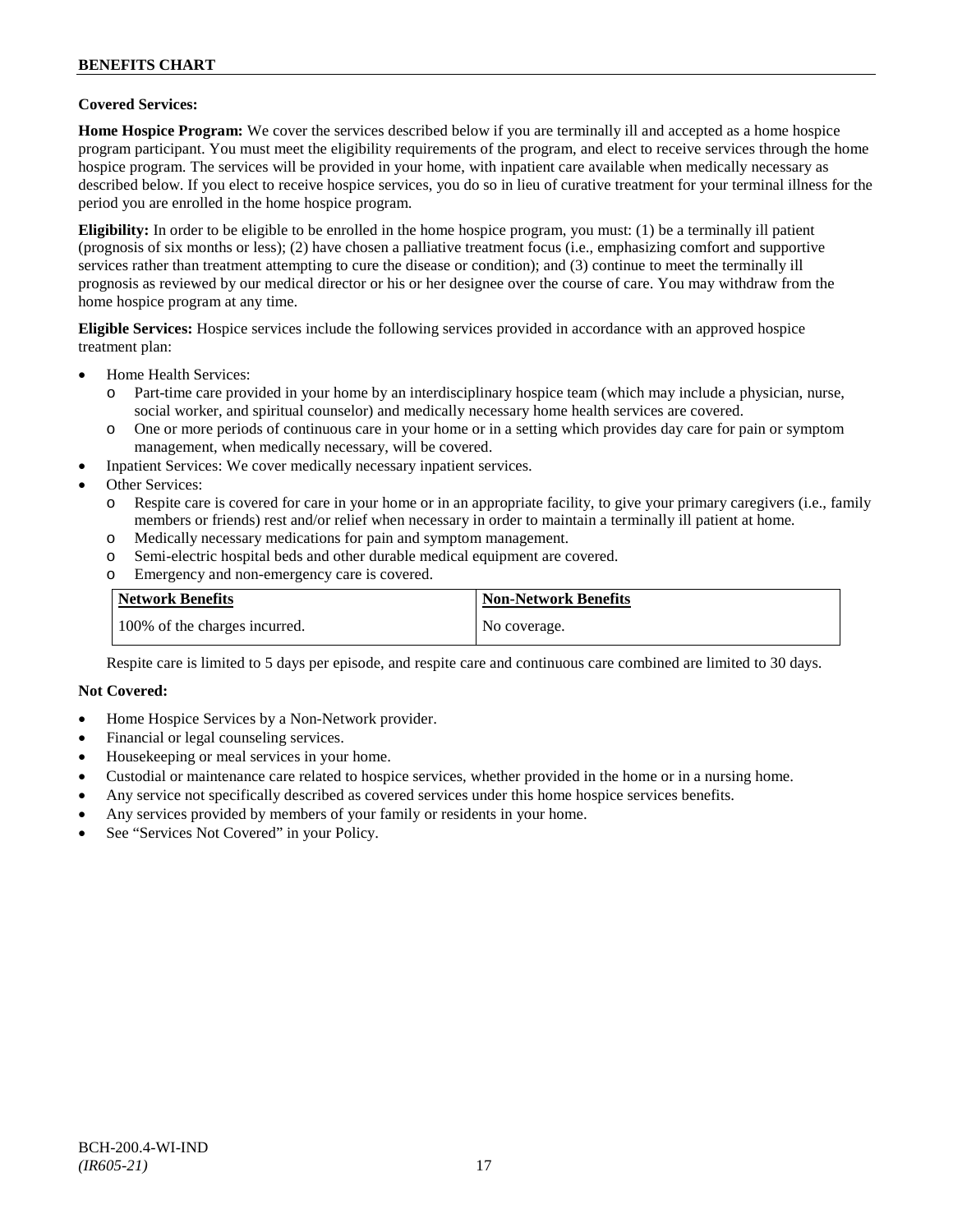**Covered Services:**

**Home Hospice Program:** We cover the services described below if you are terminally ill and accepted as a home hospice program participant. You must meet the eligibility requirements of the program, and elect to receive services through the home hospice program. The services will be provided in your home, with inpatient care available when medically necessary as described below. If you elect to receive hospice services, you do so in lieu of curative treatment for your terminal illness for the period you are enrolled in the home hospice program.

**Eligibility:** In order to be eligible to be enrolled in the home hospice program, you must: (1) be a terminally ill patient (prognosis of six months or less); (2) have chosen a palliative treatment focus (i.e., emphasizing comfort and supportive services rather than treatment attempting to cure the disease or condition); and (3) continue to meet the terminally ill prognosis as reviewed by our medical director or his or her designee over the course of care. You may withdraw from the home hospice program at any time.

**Eligible Services:** Hospice services include the following services provided in accordance with an approved hospice treatment plan:

- Home Health Services:
  - Part-time care provided in your home by an interdisciplinary hospice team (which may include a physician, nurse, social worker, and spiritual counselor) and medically necessary home health services are covered.
  - One or more periods of continuous care in your home or in a setting which provides day care for pain or symptom management, when medically necessary, will be covered.
- Inpatient Services: We cover medically necessary inpatient services.
- Other Services:
  - Respite care is covered for care in your home or in an appropriate facility, to give your primary caregivers (i.e., family members or friends) rest and/or relief when necessary in order to maintain a terminally ill patient at home.
  - Medically necessary medications for pain and symptom management.
  - Semi-electric hospital beds and other durable medical equipment are covered.
  - Emergency and non-emergency care is covered.

| Network Benefits | Non-Network Benefits |
| --- | --- |
| 100% of the charges incurred. | No coverage. |

Respite care is limited to 5 days per episode, and respite care and continuous care combined are limited to 30 days.

**Not Covered:**

- Home Hospice Services by a Non-Network provider.
- Financial or legal counseling services.
- Housekeeping or meal services in your home.
- Custodial or maintenance care related to hospice services, whether provided in the home or in a nursing home.
- Any service not specifically described as covered services under this home hospice services benefits.
- Any services provided by members of your family or residents in your home.
- See "Services Not Covered" in your Policy.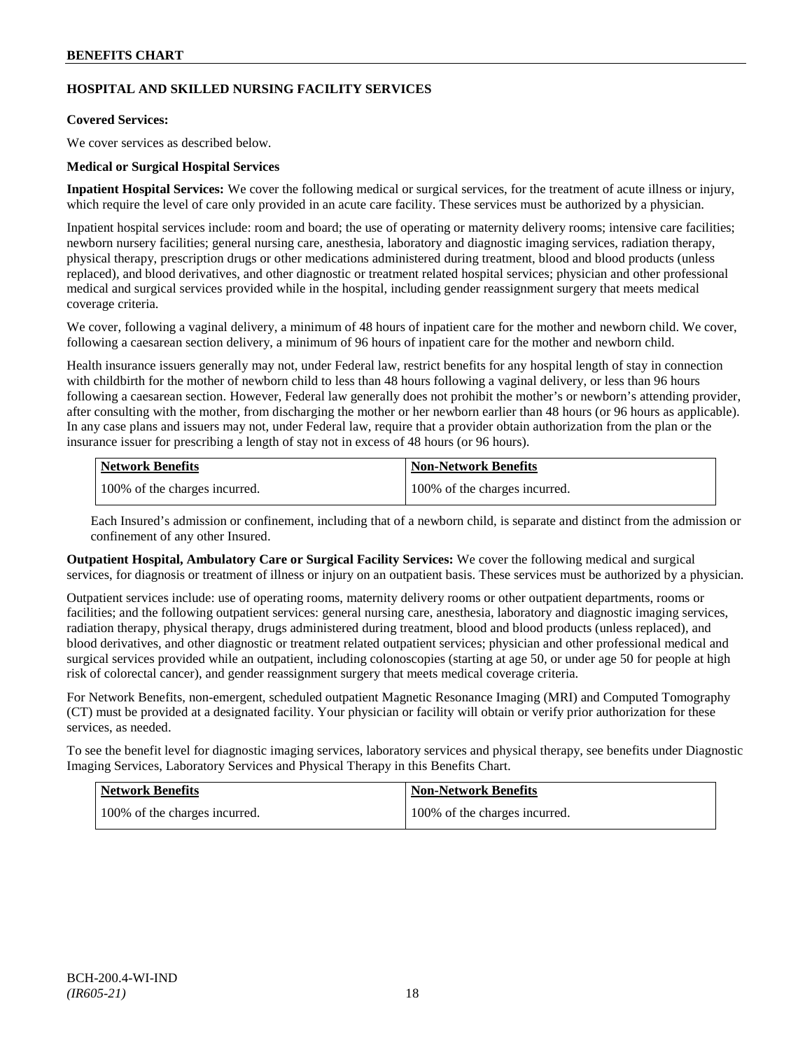## HOSPITAL AND SKILLED NURSING FACILITY SERVICES

**Covered Services:**

We cover services as described below.

**Medical or Surgical Hospital Services**

**Inpatient Hospital Services:** We cover the following medical or surgical services, for the treatment of acute illness or injury, which require the level of care only provided in an acute care facility. These services must be authorized by a physician.

Inpatient hospital services include: room and board; the use of operating or maternity delivery rooms; intensive care facilities; newborn nursery facilities; general nursing care, anesthesia, laboratory and diagnostic imaging services, radiation therapy, physical therapy, prescription drugs or other medications administered during treatment, blood and blood products (unless replaced), and blood derivatives, and other diagnostic or treatment related hospital services; physician and other professional medical and surgical services provided while in the hospital, including gender reassignment surgery that meets medical coverage criteria.

We cover, following a vaginal delivery, a minimum of 48 hours of inpatient care for the mother and newborn child. We cover, following a caesarean section delivery, a minimum of 96 hours of inpatient care for the mother and newborn child.

Health insurance issuers generally may not, under Federal law, restrict benefits for any hospital length of stay in connection with childbirth for the mother of newborn child to less than 48 hours following a vaginal delivery, or less than 96 hours following a caesarean section. However, Federal law generally does not prohibit the mother's or newborn's attending provider, after consulting with the mother, from discharging the mother or her newborn earlier than 48 hours (or 96 hours as applicable). In any case plans and issuers may not, under Federal law, require that a provider obtain authorization from the plan or the insurance issuer for prescribing a length of stay not in excess of 48 hours (or 96 hours).

| Network Benefits | Non-Network Benefits |
|---|---|
| 100% of the charges incurred. | 100% of the charges incurred. |

Each Insured's admission or confinement, including that of a newborn child, is separate and distinct from the admission or confinement of any other Insured.

**Outpatient Hospital, Ambulatory Care or Surgical Facility Services:** We cover the following medical and surgical services, for diagnosis or treatment of illness or injury on an outpatient basis. These services must be authorized by a physician.

Outpatient services include: use of operating rooms, maternity delivery rooms or other outpatient departments, rooms or facilities; and the following outpatient services: general nursing care, anesthesia, laboratory and diagnostic imaging services, radiation therapy, physical therapy, drugs administered during treatment, blood and blood products (unless replaced), and blood derivatives, and other diagnostic or treatment related outpatient services; physician and other professional medical and surgical services provided while an outpatient, including colonoscopies (starting at age 50, or under age 50 for people at high risk of colorectal cancer), and gender reassignment surgery that meets medical coverage criteria.

For Network Benefits, non-emergent, scheduled outpatient Magnetic Resonance Imaging (MRI) and Computed Tomography (CT) must be provided at a designated facility. Your physician or facility will obtain or verify prior authorization for these services, as needed.

To see the benefit level for diagnostic imaging services, laboratory services and physical therapy, see benefits under Diagnostic Imaging Services, Laboratory Services and Physical Therapy in this Benefits Chart.

| Network Benefits | Non-Network Benefits |
|---|---|
| 100% of the charges incurred. | 100% of the charges incurred. |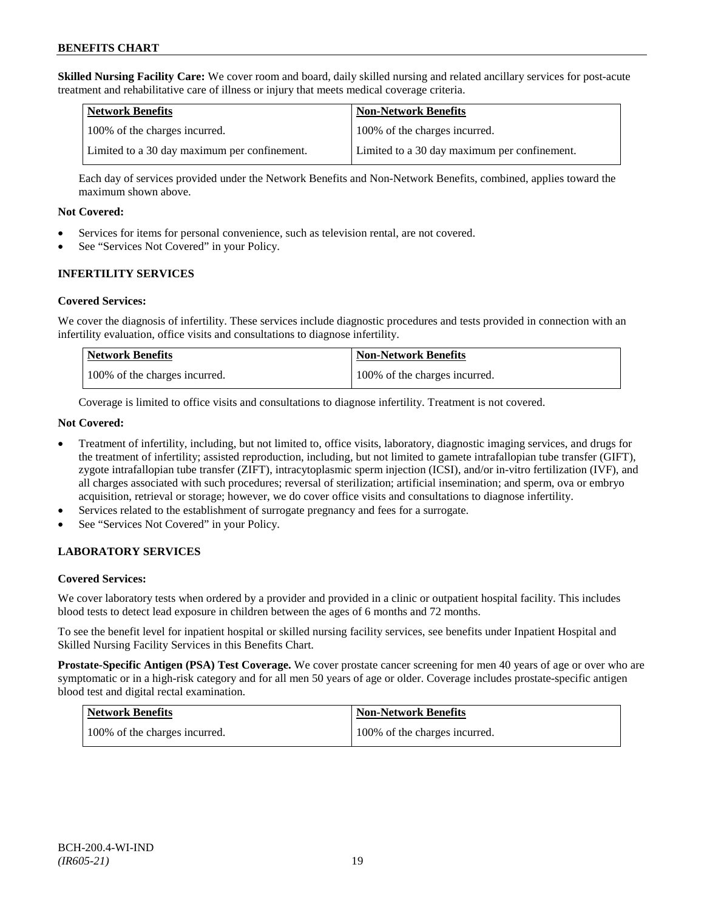**Skilled Nursing Facility Care:** We cover room and board, daily skilled nursing and related ancillary services for post-acute treatment and rehabilitative care of illness or injury that meets medical coverage criteria.

| Network Benefits | Non-Network Benefits |
| --- | --- |
| 100% of the charges incurred. | 100% of the charges incurred. |
| Limited to a 30 day maximum per confinement. | Limited to a 30 day maximum per confinement. |

Each day of services provided under the Network Benefits and Non-Network Benefits, combined, applies toward the maximum shown above.

**Not Covered:**

- Services for items for personal convenience, such as television rental, are not covered.
- See "Services Not Covered" in your Policy.

## INFERTILITY SERVICES

**Covered Services:**

We cover the diagnosis of infertility. These services include diagnostic procedures and tests provided in connection with an infertility evaluation, office visits and consultations to diagnose infertility.

| Network Benefits | Non-Network Benefits |
| --- | --- |
| 100% of the charges incurred. | 100% of the charges incurred. |

Coverage is limited to office visits and consultations to diagnose infertility. Treatment is not covered.

**Not Covered:**

- Treatment of infertility, including, but not limited to, office visits, laboratory, diagnostic imaging services, and drugs for the treatment of infertility; assisted reproduction, including, but not limited to gamete intrafallopian tube transfer (GIFT), zygote intrafallopian tube transfer (ZIFT), intracytoplasmic sperm injection (ICSI), and/or in-vitro fertilization (IVF), and all charges associated with such procedures; reversal of sterilization; artificial insemination; and sperm, ova or embryo acquisition, retrieval or storage; however, we do cover office visits and consultations to diagnose infertility.
- Services related to the establishment of surrogate pregnancy and fees for a surrogate.
- See "Services Not Covered" in your Policy.

## LABORATORY SERVICES

**Covered Services:**

We cover laboratory tests when ordered by a provider and provided in a clinic or outpatient hospital facility. This includes blood tests to detect lead exposure in children between the ages of 6 months and 72 months.

To see the benefit level for inpatient hospital or skilled nursing facility services, see benefits under Inpatient Hospital and Skilled Nursing Facility Services in this Benefits Chart.

**Prostate-Specific Antigen (PSA) Test Coverage.** We cover prostate cancer screening for men 40 years of age or over who are symptomatic or in a high-risk category and for all men 50 years of age or older. Coverage includes prostate-specific antigen blood test and digital rectal examination.

| Network Benefits | Non-Network Benefits |
| --- | --- |
| 100% of the charges incurred. | 100% of the charges incurred. |

BCH-200.4-WI-IND
*(IR605-21)*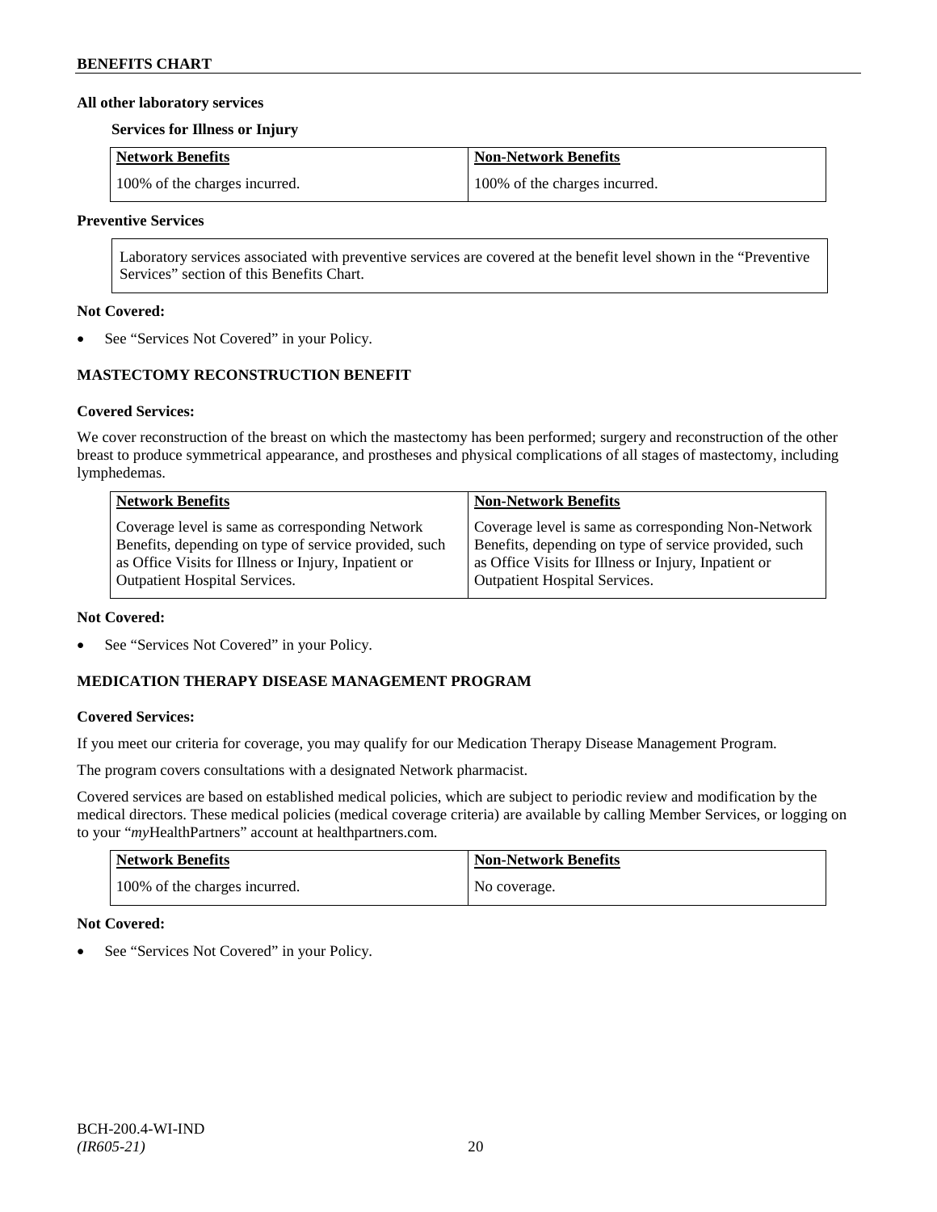**All other laboratory services**

**Services for Illness or Injury**

| Network Benefits | Non-Network Benefits |
|---|---|
| 100% of the charges incurred. | 100% of the charges incurred. |

**Preventive Services**

| Laboratory services associated with preventive services are covered at the benefit level shown in the "Preventive Services" section of this Benefits Chart. |
|---|

**Not Covered:**

- See "Services Not Covered" in your Policy.

## MASTECTOMY RECONSTRUCTION BENEFIT

**Covered Services:**

We cover reconstruction of the breast on which the mastectomy has been performed; surgery and reconstruction of the other breast to produce symmetrical appearance, and prostheses and physical complications of all stages of mastectomy, including lymphedemas.

| Network Benefits | Non-Network Benefits |
|---|---|
| Coverage level is same as corresponding Network Benefits, depending on type of service provided, such as Office Visits for Illness or Injury, Inpatient or Outpatient Hospital Services. | Coverage level is same as corresponding Non-Network Benefits, depending on type of service provided, such as Office Visits for Illness or Injury, Inpatient or Outpatient Hospital Services. |

**Not Covered:**

- See "Services Not Covered" in your Policy.

## MEDICATION THERAPY DISEASE MANAGEMENT PROGRAM

**Covered Services:**

If you meet our criteria for coverage, you may qualify for our Medication Therapy Disease Management Program.

The program covers consultations with a designated Network pharmacist.

Covered services are based on established medical policies, which are subject to periodic review and modification by the medical directors. These medical policies (medical coverage criteria) are available by calling Member Services, or logging on to your "*my*HealthPartners" account at healthpartners.com.

| Network Benefits | Non-Network Benefits |
|---|---|
| 100% of the charges incurred. | No coverage. |

**Not Covered:**

- See "Services Not Covered" in your Policy.

BCH-200.4-WI-IND
*(IR605-21)*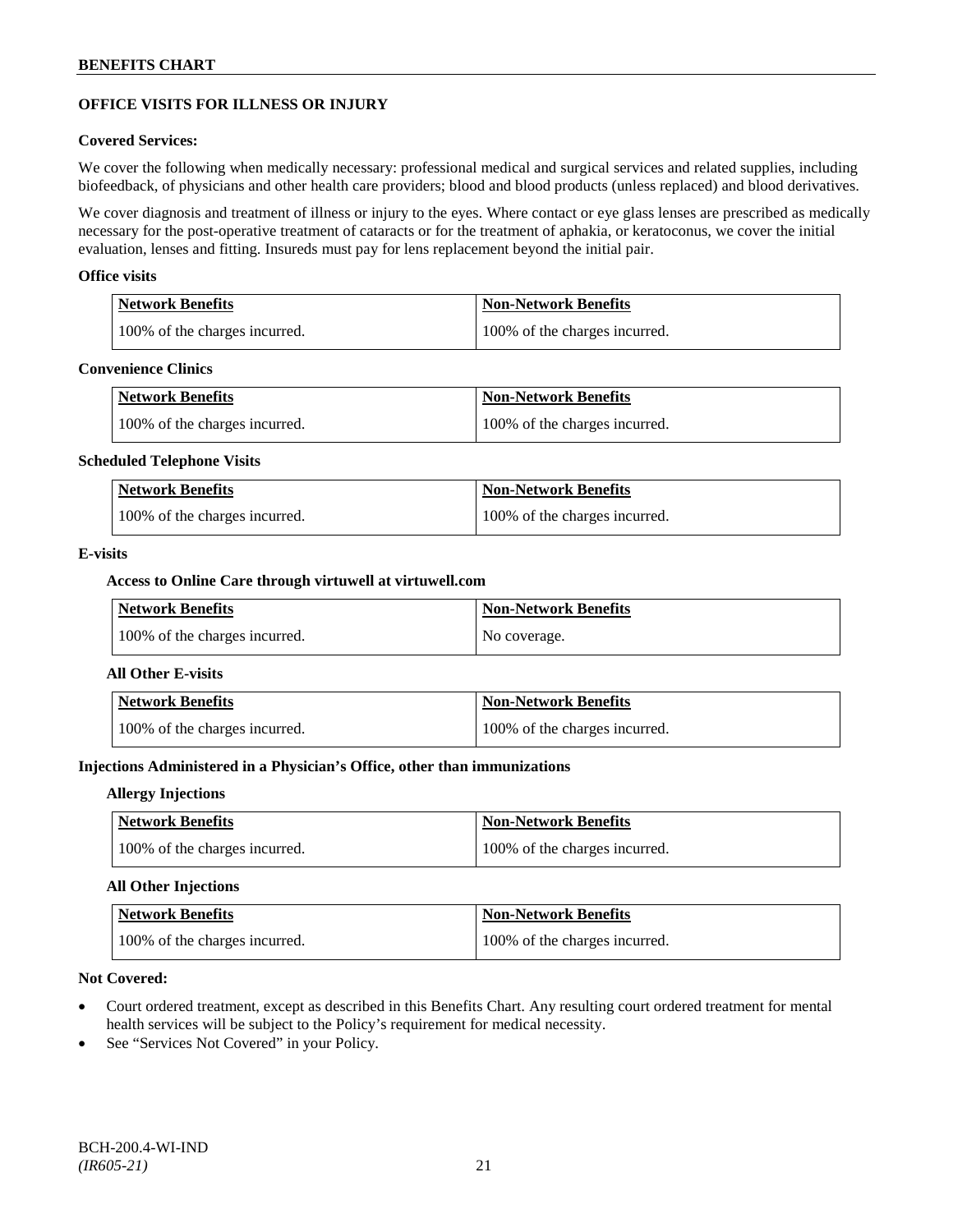## OFFICE VISITS FOR ILLNESS OR INJURY

### Covered Services:

We cover the following when medically necessary: professional medical and surgical services and related supplies, including biofeedback, of physicians and other health care providers; blood and blood products (unless replaced) and blood derivatives.

We cover diagnosis and treatment of illness or injury to the eyes. Where contact or eye glass lenses are prescribed as medically necessary for the post-operative treatment of cataracts or for the treatment of aphakia, or keratoconus, we cover the initial evaluation, lenses and fitting. Insureds must pay for lens replacement beyond the initial pair.

### Office visits

| Network Benefits | Non-Network Benefits |
|---|---|
| 100% of the charges incurred. | 100% of the charges incurred. |

### Convenience Clinics

| Network Benefits | Non-Network Benefits |
|---|---|
| 100% of the charges incurred. | 100% of the charges incurred. |

### Scheduled Telephone Visits

| Network Benefits | Non-Network Benefits |
|---|---|
| 100% of the charges incurred. | 100% of the charges incurred. |

### E-visits

#### Access to Online Care through virtuwell at virtuwell.com

| Network Benefits | Non-Network Benefits |
|---|---|
| 100% of the charges incurred. | No coverage. |

#### All Other E-visits

| Network Benefits | Non-Network Benefits |
|---|---|
| 100% of the charges incurred. | 100% of the charges incurred. |

### Injections Administered in a Physician's Office, other than immunizations

#### Allergy Injections

| Network Benefits | Non-Network Benefits |
|---|---|
| 100% of the charges incurred. | 100% of the charges incurred. |

#### All Other Injections

| Network Benefits | Non-Network Benefits |
|---|---|
| 100% of the charges incurred. | 100% of the charges incurred. |

### Not Covered:

- Court ordered treatment, except as described in this Benefits Chart. Any resulting court ordered treatment for mental health services will be subject to the Policy's requirement for medical necessity.
- See "Services Not Covered" in your Policy.

BCH-200.4-WI-IND
*(IR605-21)*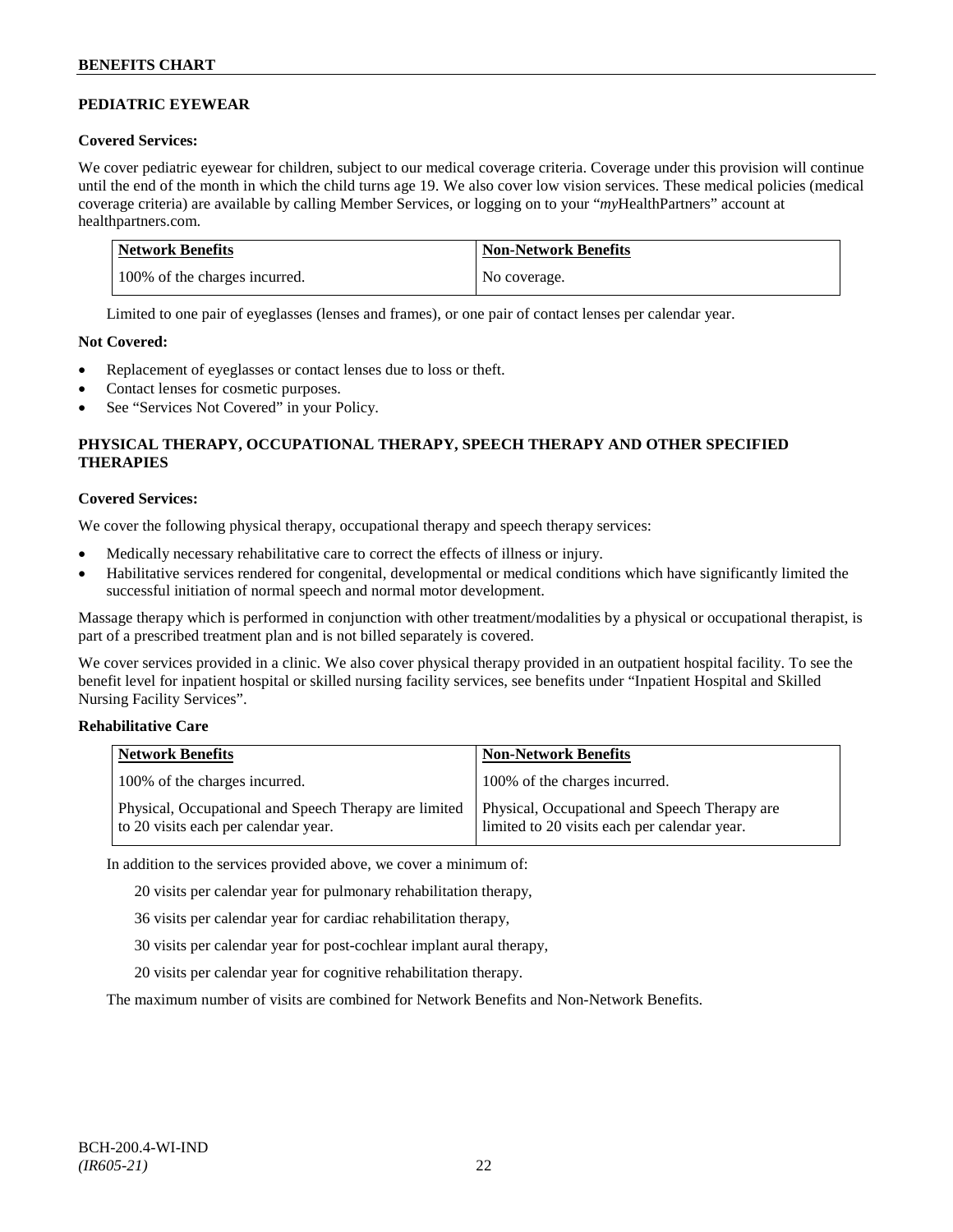## PEDIATRIC EYEWEAR

**Covered Services:**

We cover pediatric eyewear for children, subject to our medical coverage criteria. Coverage under this provision will continue until the end of the month in which the child turns age 19. We also cover low vision services. These medical policies (medical coverage criteria) are available by calling Member Services, or logging on to your "*my*HealthPartners" account at healthpartners.com.

| Network Benefits | Non-Network Benefits |
|---|---|
| 100% of the charges incurred. | No coverage. |

Limited to one pair of eyeglasses (lenses and frames), or one pair of contact lenses per calendar year.

**Not Covered:**

- Replacement of eyeglasses or contact lenses due to loss or theft.
- Contact lenses for cosmetic purposes.
- See "Services Not Covered" in your Policy.

## PHYSICAL THERAPY, OCCUPATIONAL THERAPY, SPEECH THERAPY AND OTHER SPECIFIED THERAPIES

**Covered Services:**

We cover the following physical therapy, occupational therapy and speech therapy services:

- Medically necessary rehabilitative care to correct the effects of illness or injury.
- Habilitative services rendered for congenital, developmental or medical conditions which have significantly limited the successful initiation of normal speech and normal motor development.

Massage therapy which is performed in conjunction with other treatment/modalities by a physical or occupational therapist, is part of a prescribed treatment plan and is not billed separately is covered.

We cover services provided in a clinic. We also cover physical therapy provided in an outpatient hospital facility. To see the benefit level for inpatient hospital or skilled nursing facility services, see benefits under "Inpatient Hospital and Skilled Nursing Facility Services".

**Rehabilitative Care**

| Network Benefits | Non-Network Benefits |
|---|---|
| 100% of the charges incurred. | 100% of the charges incurred. |
| Physical, Occupational and Speech Therapy are limited to 20 visits each per calendar year. | Physical, Occupational and Speech Therapy are limited to 20 visits each per calendar year. |

In addition to the services provided above, we cover a minimum of:

20 visits per calendar year for pulmonary rehabilitation therapy,

36 visits per calendar year for cardiac rehabilitation therapy,

30 visits per calendar year for post-cochlear implant aural therapy,

20 visits per calendar year for cognitive rehabilitation therapy.

The maximum number of visits are combined for Network Benefits and Non-Network Benefits.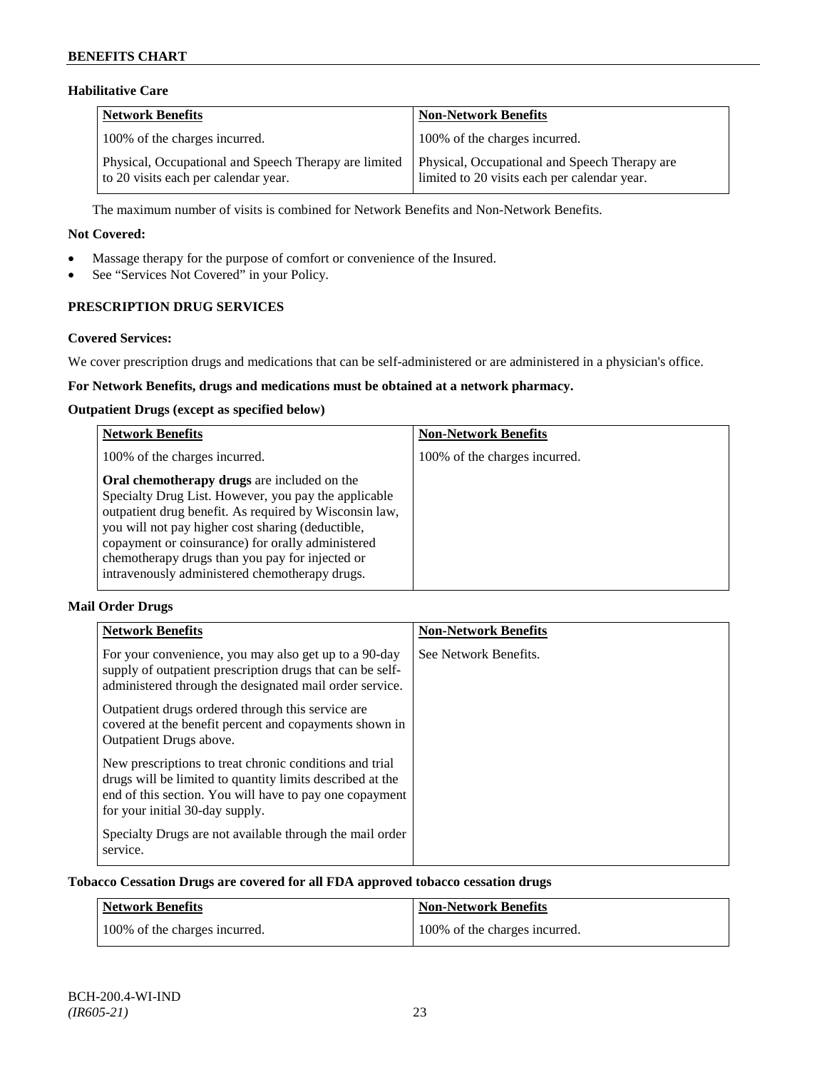### Habilitative Care

| Network Benefits | Non-Network Benefits |
|---|---|
| 100% of the charges incurred. | 100% of the charges incurred. |
| Physical, Occupational and Speech Therapy are limited to 20 visits each per calendar year. | Physical, Occupational and Speech Therapy are limited to 20 visits each per calendar year. |

The maximum number of visits is combined for Network Benefits and Non-Network Benefits.

**Not Covered:**

- Massage therapy for the purpose of comfort or convenience of the Insured.
- See "Services Not Covered" in your Policy.

## PRESCRIPTION DRUG SERVICES

**Covered Services:**

We cover prescription drugs and medications that can be self-administered or are administered in a physician's office.

**For Network Benefits, drugs and medications must be obtained at a network pharmacy.**

**Outpatient Drugs (except as specified below)**

| Network Benefits | Non-Network Benefits |
|---|---|
| 100% of the charges incurred. | 100% of the charges incurred. |
| **Oral chemotherapy drugs** are included on the Specialty Drug List. However, you pay the applicable outpatient drug benefit. As required by Wisconsin law, you will not pay higher cost sharing (deductible, copayment or coinsurance) for orally administered chemotherapy drugs than you pay for injected or intravenously administered chemotherapy drugs. | |

**Mail Order Drugs**

| Network Benefits | Non-Network Benefits |
|---|---|
| For your convenience, you may also get up to a 90-day supply of outpatient prescription drugs that can be self-administered through the designated mail order service. | See Network Benefits. |
| Outpatient drugs ordered through this service are covered at the benefit percent and copayments shown in Outpatient Drugs above. | |
| New prescriptions to treat chronic conditions and trial drugs will be limited to quantity limits described at the end of this section. You will have to pay one copayment for your initial 30-day supply. | |
| Specialty Drugs are not available through the mail order service. | |

**Tobacco Cessation Drugs are covered for all FDA approved tobacco cessation drugs**

| Network Benefits | Non-Network Benefits |
|---|---|
| 100% of the charges incurred. | 100% of the charges incurred. |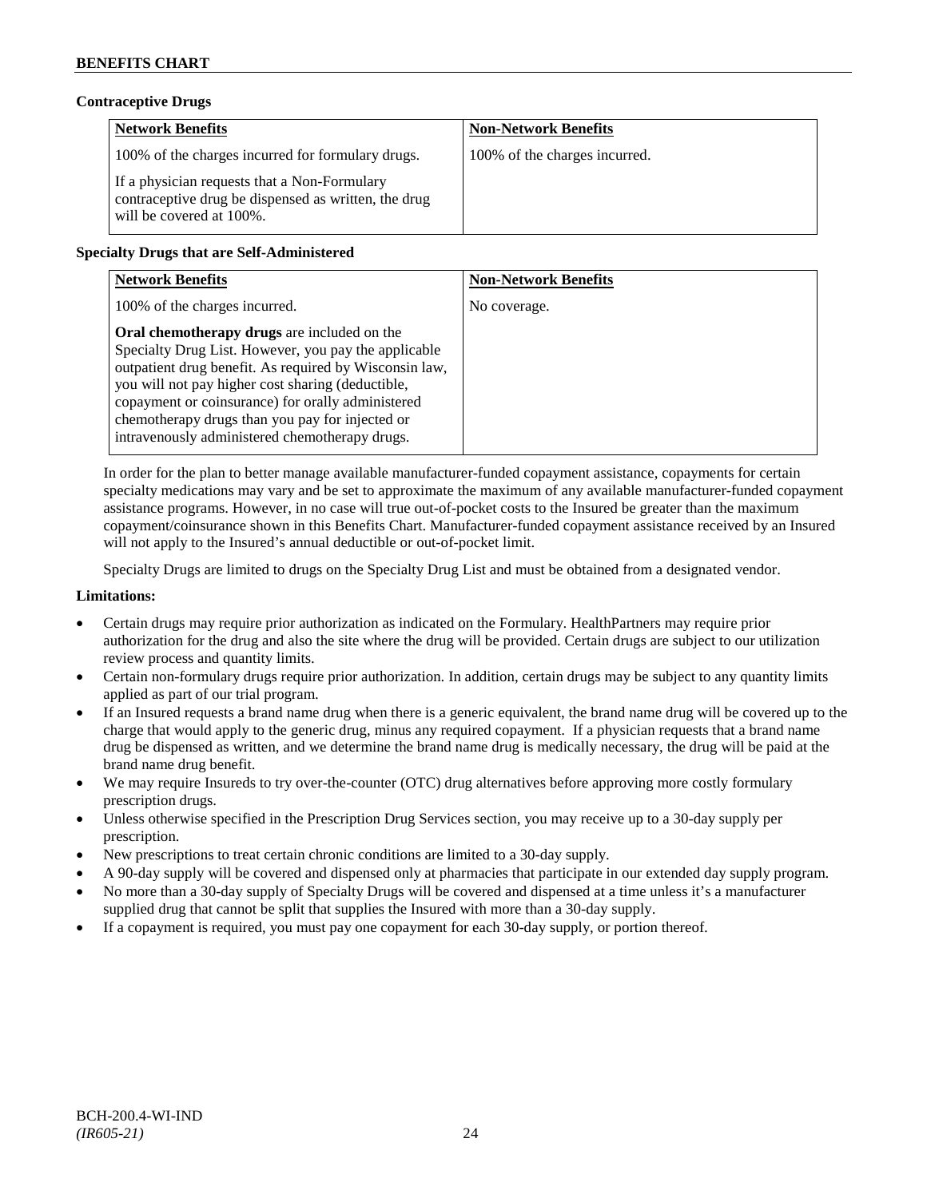### Contraceptive Drugs

| Network Benefits | Non-Network Benefits |
| --- | --- |
| 100% of the charges incurred for formulary drugs.<br><br>If a physician requests that a Non-Formulary contraceptive drug be dispensed as written, the drug will be covered at 100%. | 100% of the charges incurred. |

### Specialty Drugs that are Self-Administered

| Network Benefits | Non-Network Benefits |
| --- | --- |
| 100% of the charges incurred.<br><br>**Oral chemotherapy drugs** are included on the Specialty Drug List. However, you pay the applicable outpatient drug benefit. As required by Wisconsin law, you will not pay higher cost sharing (deductible, copayment or coinsurance) for orally administered chemotherapy drugs than you pay for injected or intravenously administered chemotherapy drugs. | No coverage. |

In order for the plan to better manage available manufacturer-funded copayment assistance, copayments for certain specialty medications may vary and be set to approximate the maximum of any available manufacturer-funded copayment assistance programs. However, in no case will true out-of-pocket costs to the Insured be greater than the maximum copayment/coinsurance shown in this Benefits Chart. Manufacturer-funded copayment assistance received by an Insured will not apply to the Insured's annual deductible or out-of-pocket limit.

Specialty Drugs are limited to drugs on the Specialty Drug List and must be obtained from a designated vendor.

**Limitations:**

- Certain drugs may require prior authorization as indicated on the Formulary. HealthPartners may require prior authorization for the drug and also the site where the drug will be provided. Certain drugs are subject to our utilization review process and quantity limits.
- Certain non-formulary drugs require prior authorization. In addition, certain drugs may be subject to any quantity limits applied as part of our trial program.
- If an Insured requests a brand name drug when there is a generic equivalent, the brand name drug will be covered up to the charge that would apply to the generic drug, minus any required copayment. If a physician requests that a brand name drug be dispensed as written, and we determine the brand name drug is medically necessary, the drug will be paid at the brand name drug benefit.
- We may require Insureds to try over-the-counter (OTC) drug alternatives before approving more costly formulary prescription drugs.
- Unless otherwise specified in the Prescription Drug Services section, you may receive up to a 30-day supply per prescription.
- New prescriptions to treat certain chronic conditions are limited to a 30-day supply.
- A 90-day supply will be covered and dispensed only at pharmacies that participate in our extended day supply program.
- No more than a 30-day supply of Specialty Drugs will be covered and dispensed at a time unless it's a manufacturer supplied drug that cannot be split that supplies the Insured with more than a 30-day supply.
- If a copayment is required, you must pay one copayment for each 30-day supply, or portion thereof.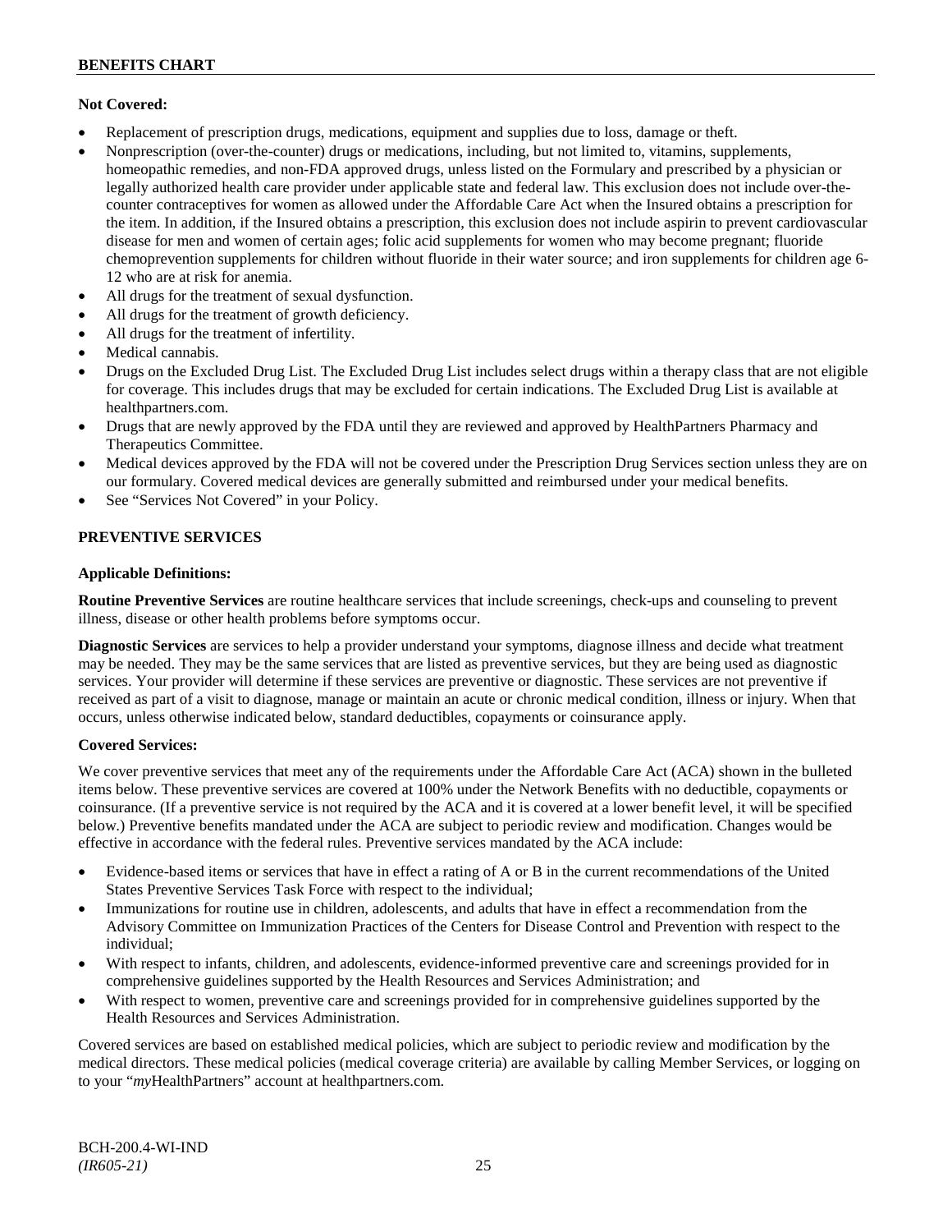**Not Covered:**

- Replacement of prescription drugs, medications, equipment and supplies due to loss, damage or theft.
- Nonprescription (over-the-counter) drugs or medications, including, but not limited to, vitamins, supplements, homeopathic remedies, and non-FDA approved drugs, unless listed on the Formulary and prescribed by a physician or legally authorized health care provider under applicable state and federal law. This exclusion does not include over-the-counter contraceptives for women as allowed under the Affordable Care Act when the Insured obtains a prescription for the item. In addition, if the Insured obtains a prescription, this exclusion does not include aspirin to prevent cardiovascular disease for men and women of certain ages; folic acid supplements for women who may become pregnant; fluoride chemoprevention supplements for children without fluoride in their water source; and iron supplements for children age 6-12 who are at risk for anemia.
- All drugs for the treatment of sexual dysfunction.
- All drugs for the treatment of growth deficiency.
- All drugs for the treatment of infertility.
- Medical cannabis.
- Drugs on the Excluded Drug List. The Excluded Drug List includes select drugs within a therapy class that are not eligible for coverage. This includes drugs that may be excluded for certain indications. The Excluded Drug List is available at healthpartners.com.
- Drugs that are newly approved by the FDA until they are reviewed and approved by HealthPartners Pharmacy and Therapeutics Committee.
- Medical devices approved by the FDA will not be covered under the Prescription Drug Services section unless they are on our formulary. Covered medical devices are generally submitted and reimbursed under your medical benefits.
- See "Services Not Covered" in your Policy.

## PREVENTIVE SERVICES

**Applicable Definitions:**

**Routine Preventive Services** are routine healthcare services that include screenings, check-ups and counseling to prevent illness, disease or other health problems before symptoms occur.

**Diagnostic Services** are services to help a provider understand your symptoms, diagnose illness and decide what treatment may be needed. They may be the same services that are listed as preventive services, but they are being used as diagnostic services. Your provider will determine if these services are preventive or diagnostic. These services are not preventive if received as part of a visit to diagnose, manage or maintain an acute or chronic medical condition, illness or injury. When that occurs, unless otherwise indicated below, standard deductibles, copayments or coinsurance apply.

**Covered Services:**

We cover preventive services that meet any of the requirements under the Affordable Care Act (ACA) shown in the bulleted items below. These preventive services are covered at 100% under the Network Benefits with no deductible, copayments or coinsurance. (If a preventive service is not required by the ACA and it is covered at a lower benefit level, it will be specified below.) Preventive benefits mandated under the ACA are subject to periodic review and modification. Changes would be effective in accordance with the federal rules. Preventive services mandated by the ACA include:

- Evidence-based items or services that have in effect a rating of A or B in the current recommendations of the United States Preventive Services Task Force with respect to the individual;
- Immunizations for routine use in children, adolescents, and adults that have in effect a recommendation from the Advisory Committee on Immunization Practices of the Centers for Disease Control and Prevention with respect to the individual;
- With respect to infants, children, and adolescents, evidence-informed preventive care and screenings provided for in comprehensive guidelines supported by the Health Resources and Services Administration; and
- With respect to women, preventive care and screenings provided for in comprehensive guidelines supported by the Health Resources and Services Administration.

Covered services are based on established medical policies, which are subject to periodic review and modification by the medical directors. These medical policies (medical coverage criteria) are available by calling Member Services, or logging on to your "*my*HealthPartners" account at healthpartners.com.

BCH-200.4-WI-IND
*(IR605-21)*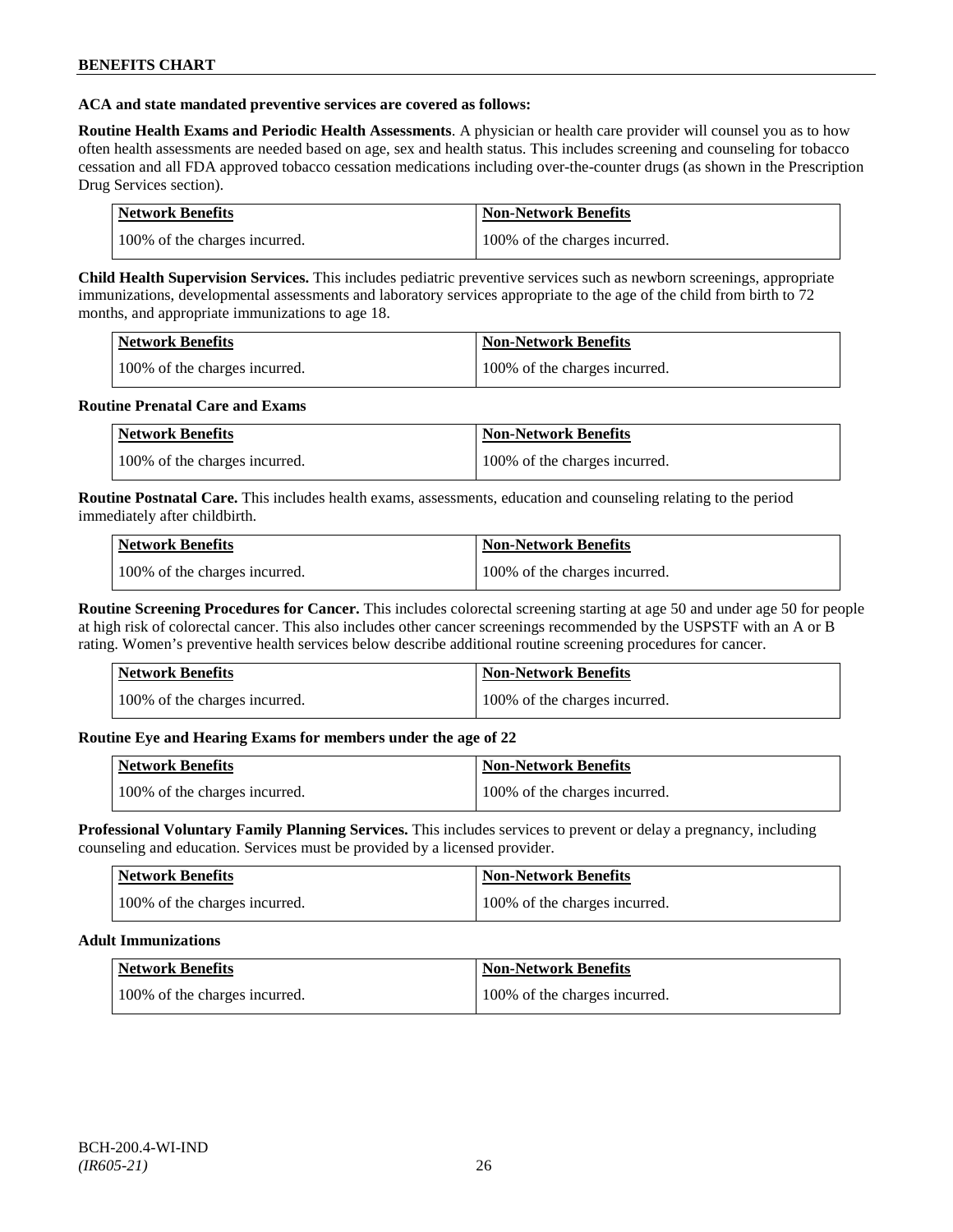**ACA and state mandated preventive services are covered as follows:**

**Routine Health Exams and Periodic Health Assessments**. A physician or health care provider will counsel you as to how often health assessments are needed based on age, sex and health status. This includes screening and counseling for tobacco cessation and all FDA approved tobacco cessation medications including over-the-counter drugs (as shown in the Prescription Drug Services section).

| Network Benefits | Non-Network Benefits |
|---|---|
| 100% of the charges incurred. | 100% of the charges incurred. |

**Child Health Supervision Services.** This includes pediatric preventive services such as newborn screenings, appropriate immunizations, developmental assessments and laboratory services appropriate to the age of the child from birth to 72 months, and appropriate immunizations to age 18.

| Network Benefits | Non-Network Benefits |
|---|---|
| 100% of the charges incurred. | 100% of the charges incurred. |

**Routine Prenatal Care and Exams**

| Network Benefits | Non-Network Benefits |
|---|---|
| 100% of the charges incurred. | 100% of the charges incurred. |

**Routine Postnatal Care.** This includes health exams, assessments, education and counseling relating to the period immediately after childbirth.

| Network Benefits | Non-Network Benefits |
|---|---|
| 100% of the charges incurred. | 100% of the charges incurred. |

**Routine Screening Procedures for Cancer.** This includes colorectal screening starting at age 50 and under age 50 for people at high risk of colorectal cancer. This also includes other cancer screenings recommended by the USPSTF with an A or B rating. Women's preventive health services below describe additional routine screening procedures for cancer.

| Network Benefits | Non-Network Benefits |
|---|---|
| 100% of the charges incurred. | 100% of the charges incurred. |

**Routine Eye and Hearing Exams for members under the age of 22**

| Network Benefits | Non-Network Benefits |
|---|---|
| 100% of the charges incurred. | 100% of the charges incurred. |

**Professional Voluntary Family Planning Services.** This includes services to prevent or delay a pregnancy, including counseling and education. Services must be provided by a licensed provider.

| Network Benefits | Non-Network Benefits |
|---|---|
| 100% of the charges incurred. | 100% of the charges incurred. |

**Adult Immunizations**

| Network Benefits | Non-Network Benefits |
|---|---|
| 100% of the charges incurred. | 100% of the charges incurred. |

BCH-200.4-WI-IND
*(IR605-21)*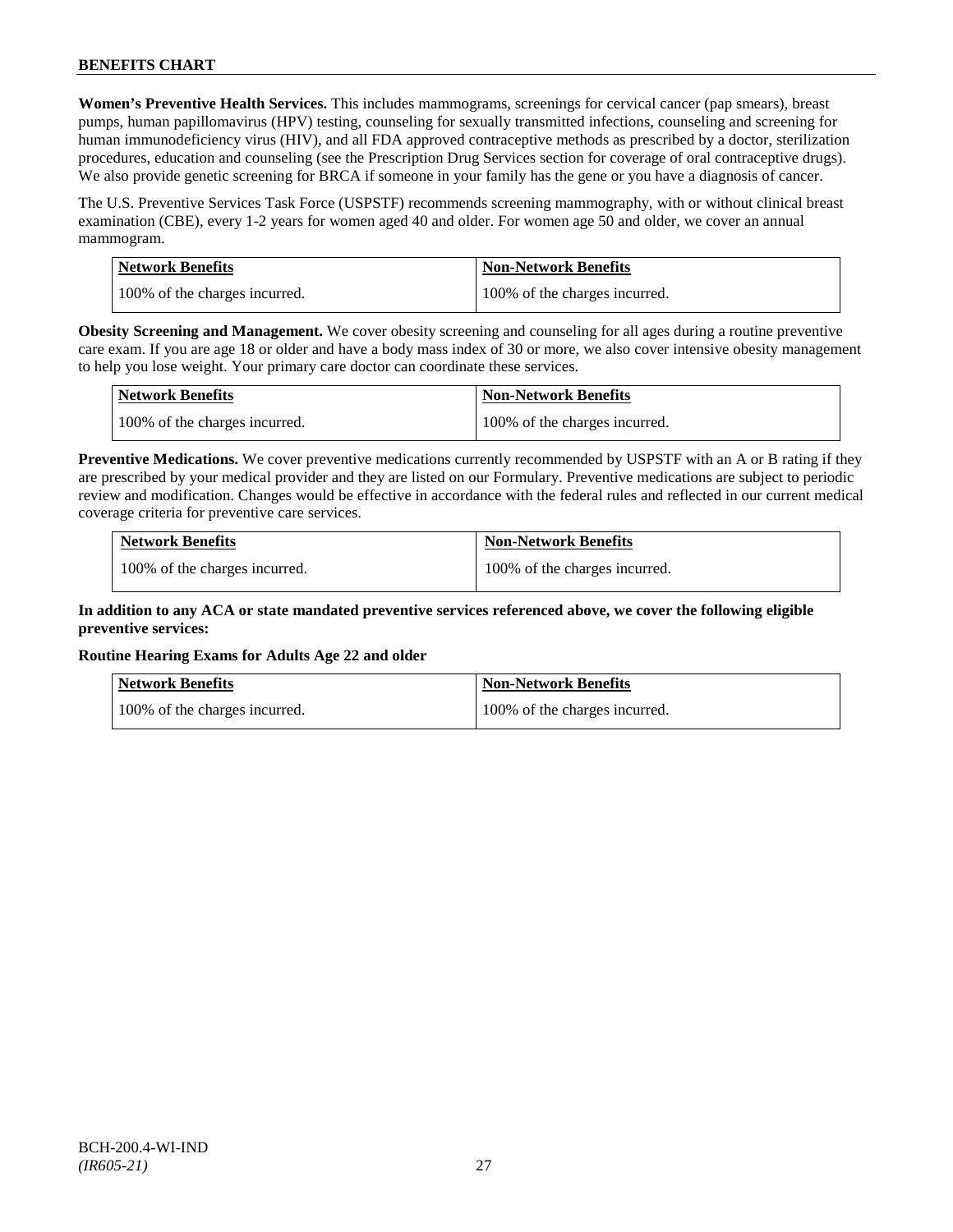**Women's Preventive Health Services.** This includes mammograms, screenings for cervical cancer (pap smears), breast pumps, human papillomavirus (HPV) testing, counseling for sexually transmitted infections, counseling and screening for human immunodeficiency virus (HIV), and all FDA approved contraceptive methods as prescribed by a doctor, sterilization procedures, education and counseling (see the Prescription Drug Services section for coverage of oral contraceptive drugs). We also provide genetic screening for BRCA if someone in your family has the gene or you have a diagnosis of cancer.

The U.S. Preventive Services Task Force (USPSTF) recommends screening mammography, with or without clinical breast examination (CBE), every 1-2 years for women aged 40 and older. For women age 50 and older, we cover an annual mammogram.

| Network Benefits | Non-Network Benefits |
|---|---|
| 100% of the charges incurred. | 100% of the charges incurred. |

**Obesity Screening and Management.** We cover obesity screening and counseling for all ages during a routine preventive care exam. If you are age 18 or older and have a body mass index of 30 or more, we also cover intensive obesity management to help you lose weight. Your primary care doctor can coordinate these services.

| Network Benefits | Non-Network Benefits |
|---|---|
| 100% of the charges incurred. | 100% of the charges incurred. |

**Preventive Medications.** We cover preventive medications currently recommended by USPSTF with an A or B rating if they are prescribed by your medical provider and they are listed on our Formulary. Preventive medications are subject to periodic review and modification. Changes would be effective in accordance with the federal rules and reflected in our current medical coverage criteria for preventive care services.

| Network Benefits | Non-Network Benefits |
|---|---|
| 100% of the charges incurred. | 100% of the charges incurred. |

**In addition to any ACA or state mandated preventive services referenced above, we cover the following eligible preventive services:**

**Routine Hearing Exams for Adults Age 22 and older**

| Network Benefits | Non-Network Benefits |
|---|---|
| 100% of the charges incurred. | 100% of the charges incurred. |

BCH-200.4-WI-IND
*(IR605-21)*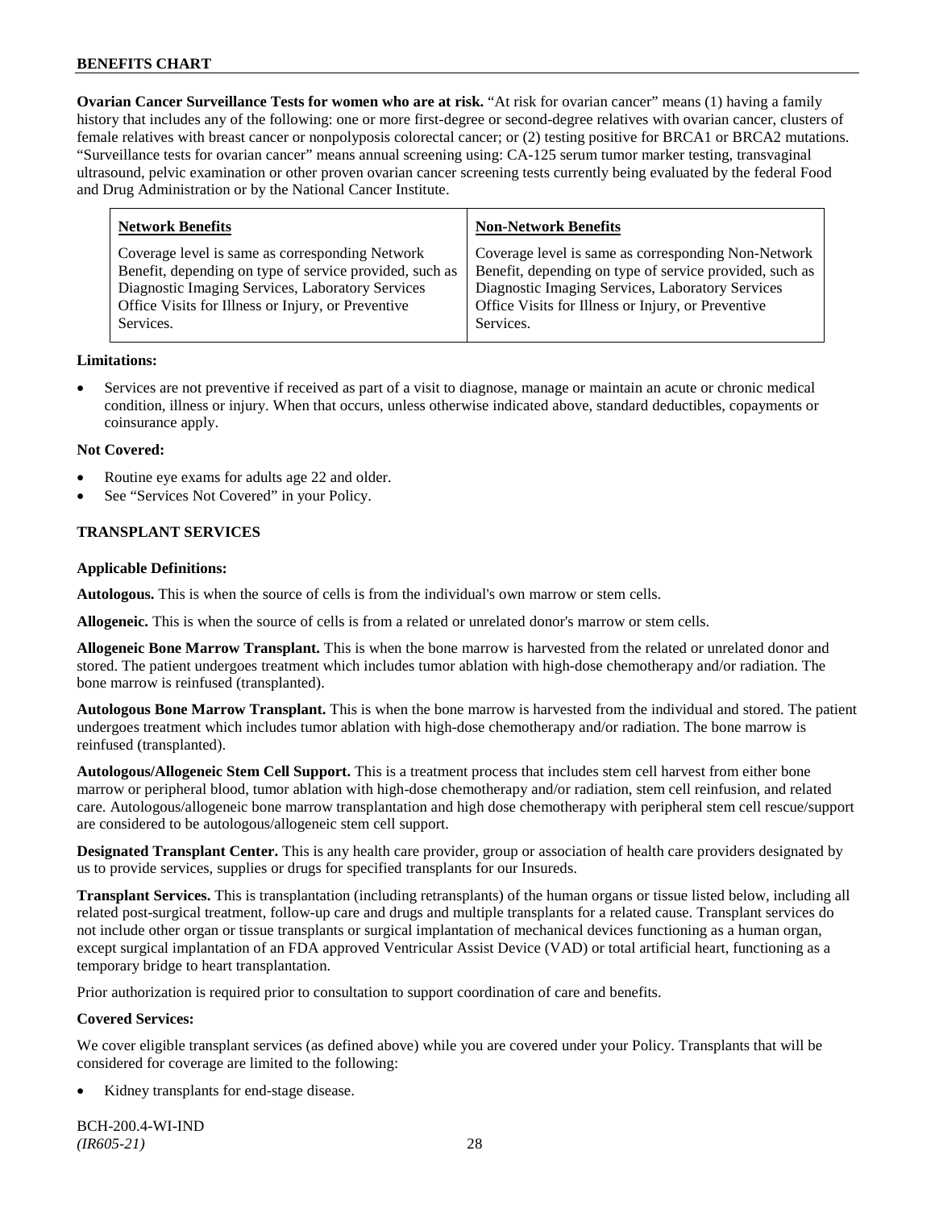**Ovarian Cancer Surveillance Tests for women who are at risk.** "At risk for ovarian cancer" means (1) having a family history that includes any of the following: one or more first-degree or second-degree relatives with ovarian cancer, clusters of female relatives with breast cancer or nonpolyposis colorectal cancer; or (2) testing positive for BRCA1 or BRCA2 mutations. "Surveillance tests for ovarian cancer" means annual screening using: CA-125 serum tumor marker testing, transvaginal ultrasound, pelvic examination or other proven ovarian cancer screening tests currently being evaluated by the federal Food and Drug Administration or by the National Cancer Institute.

| Network Benefits | Non-Network Benefits |
|---|---|
| Coverage level is same as corresponding Network Benefit, depending on type of service provided, such as Diagnostic Imaging Services, Laboratory Services Office Visits for Illness or Injury, or Preventive Services. | Coverage level is same as corresponding Non-Network Benefit, depending on type of service provided, such as Diagnostic Imaging Services, Laboratory Services Office Visits for Illness or Injury, or Preventive Services. |

**Limitations:**

- Services are not preventive if received as part of a visit to diagnose, manage or maintain an acute or chronic medical condition, illness or injury. When that occurs, unless otherwise indicated above, standard deductibles, copayments or coinsurance apply.

**Not Covered:**

- Routine eye exams for adults age 22 and older.
- See "Services Not Covered" in your Policy.

## TRANSPLANT SERVICES

**Applicable Definitions:**

**Autologous.** This is when the source of cells is from the individual's own marrow or stem cells.

**Allogeneic.** This is when the source of cells is from a related or unrelated donor's marrow or stem cells.

**Allogeneic Bone Marrow Transplant.** This is when the bone marrow is harvested from the related or unrelated donor and stored. The patient undergoes treatment which includes tumor ablation with high-dose chemotherapy and/or radiation. The bone marrow is reinfused (transplanted).

**Autologous Bone Marrow Transplant.** This is when the bone marrow is harvested from the individual and stored. The patient undergoes treatment which includes tumor ablation with high-dose chemotherapy and/or radiation. The bone marrow is reinfused (transplanted).

**Autologous/Allogeneic Stem Cell Support.** This is a treatment process that includes stem cell harvest from either bone marrow or peripheral blood, tumor ablation with high-dose chemotherapy and/or radiation, stem cell reinfusion, and related care. Autologous/allogeneic bone marrow transplantation and high dose chemotherapy with peripheral stem cell rescue/support are considered to be autologous/allogeneic stem cell support.

**Designated Transplant Center.** This is any health care provider, group or association of health care providers designated by us to provide services, supplies or drugs for specified transplants for our Insureds.

**Transplant Services.** This is transplantation (including retransplants) of the human organs or tissue listed below, including all related post-surgical treatment, follow-up care and drugs and multiple transplants for a related cause. Transplant services do not include other organ or tissue transplants or surgical implantation of mechanical devices functioning as a human organ, except surgical implantation of an FDA approved Ventricular Assist Device (VAD) or total artificial heart, functioning as a temporary bridge to heart transplantation.

Prior authorization is required prior to consultation to support coordination of care and benefits.

**Covered Services:**

We cover eligible transplant services (as defined above) while you are covered under your Policy. Transplants that will be considered for coverage are limited to the following:

- Kidney transplants for end-stage disease.

BCH-200.4-WI-IND
*(IR605-21)*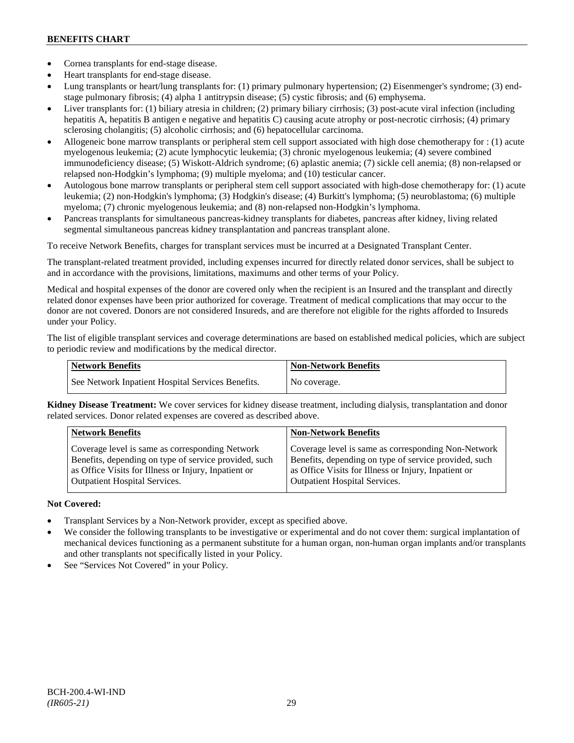- Cornea transplants for end-stage disease.
- Heart transplants for end-stage disease.
- Lung transplants or heart/lung transplants for: (1) primary pulmonary hypertension; (2) Eisenmenger's syndrome; (3) end-stage pulmonary fibrosis; (4) alpha 1 antitrypsin disease; (5) cystic fibrosis; and (6) emphysema.
- Liver transplants for: (1) biliary atresia in children; (2) primary biliary cirrhosis; (3) post-acute viral infection (including hepatitis A, hepatitis B antigen e negative and hepatitis C) causing acute atrophy or post-necrotic cirrhosis; (4) primary sclerosing cholangitis; (5) alcoholic cirrhosis; and (6) hepatocellular carcinoma.
- Allogeneic bone marrow transplants or peripheral stem cell support associated with high dose chemotherapy for : (1) acute myelogenous leukemia; (2) acute lymphocytic leukemia; (3) chronic myelogenous leukemia; (4) severe combined immunodeficiency disease; (5) Wiskott-Aldrich syndrome; (6) aplastic anemia; (7) sickle cell anemia; (8) non-relapsed or relapsed non-Hodgkin's lymphoma; (9) multiple myeloma; and (10) testicular cancer.
- Autologous bone marrow transplants or peripheral stem cell support associated with high-dose chemotherapy for: (1) acute leukemia; (2) non-Hodgkin's lymphoma; (3) Hodgkin's disease; (4) Burkitt's lymphoma; (5) neuroblastoma; (6) multiple myeloma; (7) chronic myelogenous leukemia; and (8) non-relapsed non-Hodgkin's lymphoma.
- Pancreas transplants for simultaneous pancreas-kidney transplants for diabetes, pancreas after kidney, living related segmental simultaneous pancreas kidney transplantation and pancreas transplant alone.

To receive Network Benefits, charges for transplant services must be incurred at a Designated Transplant Center.

The transplant-related treatment provided, including expenses incurred for directly related donor services, shall be subject to and in accordance with the provisions, limitations, maximums and other terms of your Policy.

Medical and hospital expenses of the donor are covered only when the recipient is an Insured and the transplant and directly related donor expenses have been prior authorized for coverage. Treatment of medical complications that may occur to the donor are not covered. Donors are not considered Insureds, and are therefore not eligible for the rights afforded to Insureds under your Policy.

The list of eligible transplant services and coverage determinations are based on established medical policies, which are subject to periodic review and modifications by the medical director.

| Network Benefits | Non-Network Benefits |
| --- | --- |
| See Network Inpatient Hospital Services Benefits. | No coverage. |

**Kidney Disease Treatment:** We cover services for kidney disease treatment, including dialysis, transplantation and donor related services. Donor related expenses are covered as described above.

| Network Benefits | Non-Network Benefits |
| --- | --- |
| Coverage level is same as corresponding Network Benefits, depending on type of service provided, such as Office Visits for Illness or Injury, Inpatient or Outpatient Hospital Services. | Coverage level is same as corresponding Non-Network Benefits, depending on type of service provided, such as Office Visits for Illness or Injury, Inpatient or Outpatient Hospital Services. |

**Not Covered:**

- Transplant Services by a Non-Network provider, except as specified above.
- We consider the following transplants to be investigative or experimental and do not cover them: surgical implantation of mechanical devices functioning as a permanent substitute for a human organ, non-human organ implants and/or transplants and other transplants not specifically listed in your Policy.
- See "Services Not Covered" in your Policy.